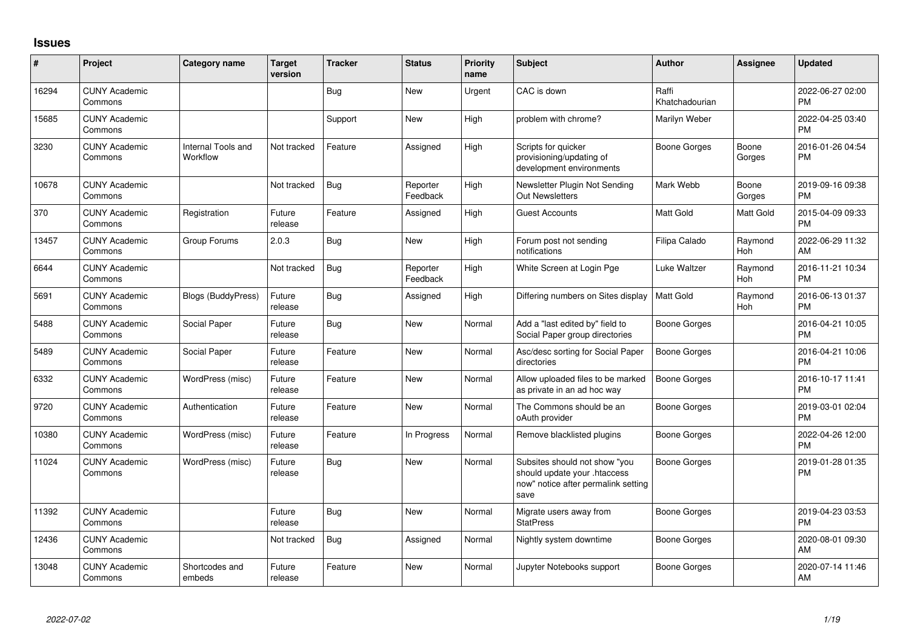# Issues

| # | Project | Category name | Target version | Tracker | Status | Priority name | Subject | Author | Assignee | Updated |
|---|---|---|---|---|---|---|---|---|---|---|
| 16294 | CUNY Academic Commons | | | Bug | New | Urgent | CAC is down | Raffi Khatchadourian | | 2022-06-27 02:00 PM |
| 15685 | CUNY Academic Commons | | | Support | New | High | problem with chrome? | Marilyn Weber | | 2022-04-25 03:40 PM |
| 3230 | CUNY Academic Commons | Internal Tools and Workflow | Not tracked | Feature | Assigned | High | Scripts for quicker provisioning/updating of development environments | Boone Gorges | Boone Gorges | 2016-01-26 04:54 PM |
| 10678 | CUNY Academic Commons | | Not tracked | Bug | Reporter Feedback | High | Newsletter Plugin Not Sending Out Newsletters | Mark Webb | Boone Gorges | 2019-09-16 09:38 PM |
| 370 | CUNY Academic Commons | Registration | Future release | Feature | Assigned | High | Guest Accounts | Matt Gold | Matt Gold | 2015-04-09 09:33 PM |
| 13457 | CUNY Academic Commons | Group Forums | 2.0.3 | Bug | New | High | Forum post not sending notifications | Filipa Calado | Raymond Hoh | 2022-06-29 11:32 AM |
| 6644 | CUNY Academic Commons | | Not tracked | Bug | Reporter Feedback | High | White Screen at Login Pge | Luke Waltzer | Raymond Hoh | 2016-11-21 10:34 PM |
| 5691 | CUNY Academic Commons | Blogs (BuddyPress) | Future release | Bug | Assigned | High | Differing numbers on Sites display | Matt Gold | Raymond Hoh | 2016-06-13 01:37 PM |
| 5488 | CUNY Academic Commons | Social Paper | Future release | Bug | New | Normal | Add a "last edited by" field to Social Paper group directories | Boone Gorges | | 2016-04-21 10:05 PM |
| 5489 | CUNY Academic Commons | Social Paper | Future release | Feature | New | Normal | Asc/desc sorting for Social Paper directories | Boone Gorges | | 2016-04-21 10:06 PM |
| 6332 | CUNY Academic Commons | WordPress (misc) | Future release | Feature | New | Normal | Allow uploaded files to be marked as private in an ad hoc way | Boone Gorges | | 2016-10-17 11:41 PM |
| 9720 | CUNY Academic Commons | Authentication | Future release | Feature | New | Normal | The Commons should be an oAuth provider | Boone Gorges | | 2019-03-01 02:04 PM |
| 10380 | CUNY Academic Commons | WordPress (misc) | Future release | Feature | In Progress | Normal | Remove blacklisted plugins | Boone Gorges | | 2022-04-26 12:00 PM |
| 11024 | CUNY Academic Commons | WordPress (misc) | Future release | Bug | New | Normal | Subsites should not show "you should update your .htaccess now" notice after permalink setting save | Boone Gorges | | 2019-01-28 01:35 PM |
| 11392 | CUNY Academic Commons | | Future release | Bug | New | Normal | Migrate users away from StatPress | Boone Gorges | | 2019-04-23 03:53 PM |
| 12436 | CUNY Academic Commons | | Not tracked | Bug | Assigned | Normal | Nightly system downtime | Boone Gorges | | 2020-08-01 09:30 AM |
| 13048 | CUNY Academic Commons | Shortcodes and embeds | Future release | Feature | New | Normal | Jupyter Notebooks support | Boone Gorges | | 2020-07-14 11:46 AM |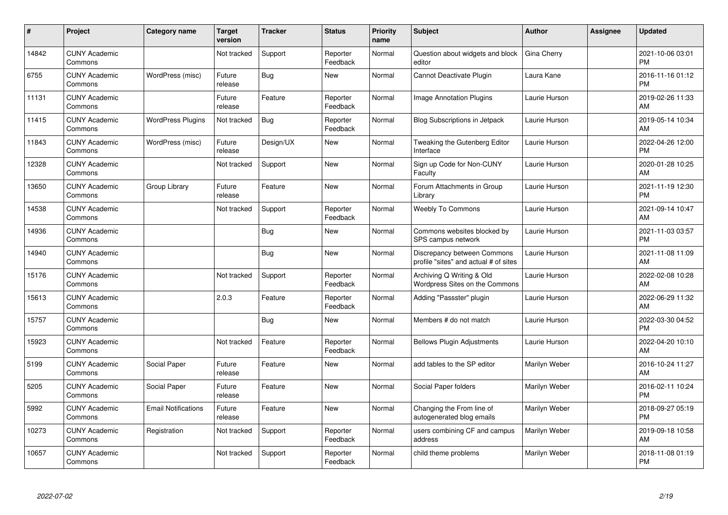| # | Project | Category name | Target version | Tracker | Status | Priority name | Subject | Author | Assignee | Updated |
|---|---|---|---|---|---|---|---|---|---|---|
| 14842 | CUNY Academic Commons | | Not tracked | Support | Reporter Feedback | Normal | Question about widgets and block editor | Gina Cherry | | 2021-10-06 03:01 PM |
| 6755 | CUNY Academic Commons | WordPress (misc) | Future release | Bug | New | Normal | Cannot Deactivate Plugin | Laura Kane | | 2016-11-16 01:12 PM |
| 11131 | CUNY Academic Commons | | Future release | Feature | Reporter Feedback | Normal | Image Annotation Plugins | Laurie Hurson | | 2019-02-26 11:33 AM |
| 11415 | CUNY Academic Commons | WordPress Plugins | Not tracked | Bug | Reporter Feedback | Normal | Blog Subscriptions in Jetpack | Laurie Hurson | | 2019-05-14 10:34 AM |
| 11843 | CUNY Academic Commons | WordPress (misc) | Future release | Design/UX | New | Normal | Tweaking the Gutenberg Editor Interface | Laurie Hurson | | 2022-04-26 12:00 PM |
| 12328 | CUNY Academic Commons | | Not tracked | Support | New | Normal | Sign up Code for Non-CUNY Faculty | Laurie Hurson | | 2020-01-28 10:25 AM |
| 13650 | CUNY Academic Commons | Group Library | Future release | Feature | New | Normal | Forum Attachments in Group Library | Laurie Hurson | | 2021-11-19 12:30 PM |
| 14538 | CUNY Academic Commons | | Not tracked | Support | Reporter Feedback | Normal | Weebly To Commons | Laurie Hurson | | 2021-09-14 10:47 AM |
| 14936 | CUNY Academic Commons | | | Bug | New | Normal | Commons websites blocked by SPS campus network | Laurie Hurson | | 2021-11-03 03:57 PM |
| 14940 | CUNY Academic Commons | | | Bug | New | Normal | Discrepancy between Commons profile "sites" and actual # of sites | Laurie Hurson | | 2021-11-08 11:09 AM |
| 15176 | CUNY Academic Commons | | Not tracked | Support | Reporter Feedback | Normal | Archiving Q Writing & Old Wordpress Sites on the Commons | Laurie Hurson | | 2022-02-08 10:28 AM |
| 15613 | CUNY Academic Commons | | 2.0.3 | Feature | Reporter Feedback | Normal | Adding "Passster" plugin | Laurie Hurson | | 2022-06-29 11:32 AM |
| 15757 | CUNY Academic Commons | | | Bug | New | Normal | Members # do not match | Laurie Hurson | | 2022-03-30 04:52 PM |
| 15923 | CUNY Academic Commons | | Not tracked | Feature | Reporter Feedback | Normal | Bellows Plugin Adjustments | Laurie Hurson | | 2022-04-20 10:10 AM |
| 5199 | CUNY Academic Commons | Social Paper | Future release | Feature | New | Normal | add tables to the SP editor | Marilyn Weber | | 2016-10-24 11:27 AM |
| 5205 | CUNY Academic Commons | Social Paper | Future release | Feature | New | Normal | Social Paper folders | Marilyn Weber | | 2016-02-11 10:24 PM |
| 5992 | CUNY Academic Commons | Email Notifications | Future release | Feature | New | Normal | Changing the From line of autogenerated blog emails | Marilyn Weber | | 2018-09-27 05:19 PM |
| 10273 | CUNY Academic Commons | Registration | Not tracked | Support | Reporter Feedback | Normal | users combining CF and campus address | Marilyn Weber | | 2019-09-18 10:58 AM |
| 10657 | CUNY Academic Commons | | Not tracked | Support | Reporter Feedback | Normal | child theme problems | Marilyn Weber | | 2018-11-08 01:19 PM |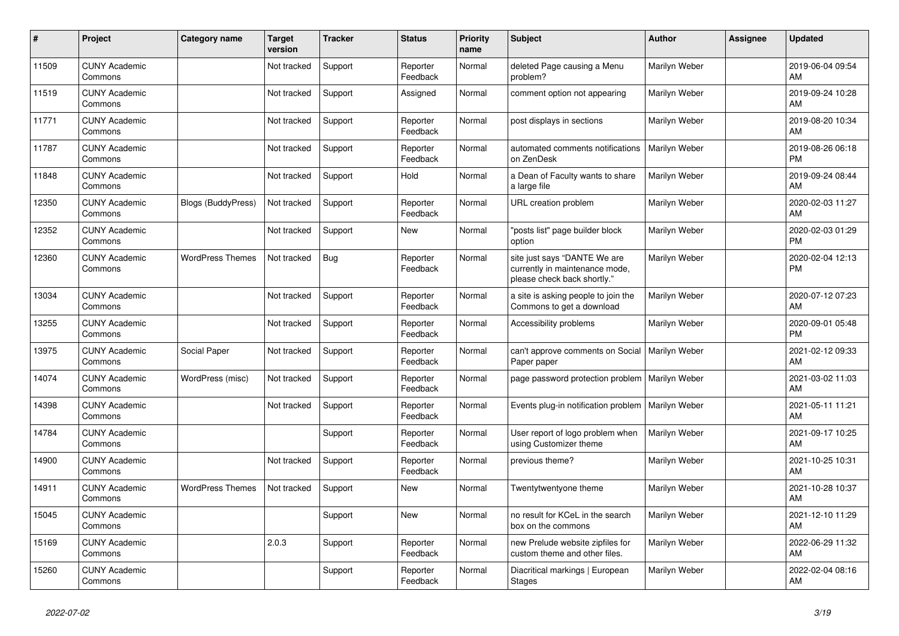| # | Project | Category name | Target version | Tracker | Status | Priority name | Subject | Author | Assignee | Updated |
|---|---|---|---|---|---|---|---|---|---|---|
| 11509 | CUNY Academic Commons | | Not tracked | Support | Reporter Feedback | Normal | deleted Page causing a Menu problem? | Marilyn Weber | | 2019-06-04 09:54 AM |
| 11519 | CUNY Academic Commons | | Not tracked | Support | Assigned | Normal | comment option not appearing | Marilyn Weber | | 2019-09-24 10:28 AM |
| 11771 | CUNY Academic Commons | | Not tracked | Support | Reporter Feedback | Normal | post displays in sections | Marilyn Weber | | 2019-08-20 10:34 AM |
| 11787 | CUNY Academic Commons | | Not tracked | Support | Reporter Feedback | Normal | automated comments notifications on ZenDesk | Marilyn Weber | | 2019-08-26 06:18 PM |
| 11848 | CUNY Academic Commons | | Not tracked | Support | Hold | Normal | a Dean of Faculty wants to share a large file | Marilyn Weber | | 2019-09-24 08:44 AM |
| 12350 | CUNY Academic Commons | Blogs (BuddyPress) | Not tracked | Support | Reporter Feedback | Normal | URL creation problem | Marilyn Weber | | 2020-02-03 11:27 AM |
| 12352 | CUNY Academic Commons | | Not tracked | Support | New | Normal | "posts list" page builder block option | Marilyn Weber | | 2020-02-03 01:29 PM |
| 12360 | CUNY Academic Commons | WordPress Themes | Not tracked | Bug | Reporter Feedback | Normal | site just says "DANTE We are currently in maintenance mode, please check back shortly." | Marilyn Weber | | 2020-02-04 12:13 PM |
| 13034 | CUNY Academic Commons | | Not tracked | Support | Reporter Feedback | Normal | a site is asking people to join the Commons to get a download | Marilyn Weber | | 2020-07-12 07:23 AM |
| 13255 | CUNY Academic Commons | | Not tracked | Support | Reporter Feedback | Normal | Accessibility problems | Marilyn Weber | | 2020-09-01 05:48 PM |
| 13975 | CUNY Academic Commons | Social Paper | Not tracked | Support | Reporter Feedback | Normal | can't approve comments on Social Paper paper | Marilyn Weber | | 2021-02-12 09:33 AM |
| 14074 | CUNY Academic Commons | WordPress (misc) | Not tracked | Support | Reporter Feedback | Normal | page password protection problem | Marilyn Weber | | 2021-03-02 11:03 AM |
| 14398 | CUNY Academic Commons | | Not tracked | Support | Reporter Feedback | Normal | Events plug-in notification problem | Marilyn Weber | | 2021-05-11 11:21 AM |
| 14784 | CUNY Academic Commons | | | Support | Reporter Feedback | Normal | User report of logo problem when using Customizer theme | Marilyn Weber | | 2021-09-17 10:25 AM |
| 14900 | CUNY Academic Commons | | Not tracked | Support | Reporter Feedback | Normal | previous theme? | Marilyn Weber | | 2021-10-25 10:31 AM |
| 14911 | CUNY Academic Commons | WordPress Themes | Not tracked | Support | New | Normal | Twentytwentyone theme | Marilyn Weber | | 2021-10-28 10:37 AM |
| 15045 | CUNY Academic Commons | | | Support | New | Normal | no result for KCeL in the search box on the commons | Marilyn Weber | | 2021-12-10 11:29 AM |
| 15169 | CUNY Academic Commons | | 2.0.3 | Support | Reporter Feedback | Normal | new Prelude website zipfiles for custom theme and other files. | Marilyn Weber | | 2022-06-29 11:32 AM |
| 15260 | CUNY Academic Commons | | | Support | Reporter Feedback | Normal | Diacritical markings \| European Stages | Marilyn Weber | | 2022-02-04 08:16 AM |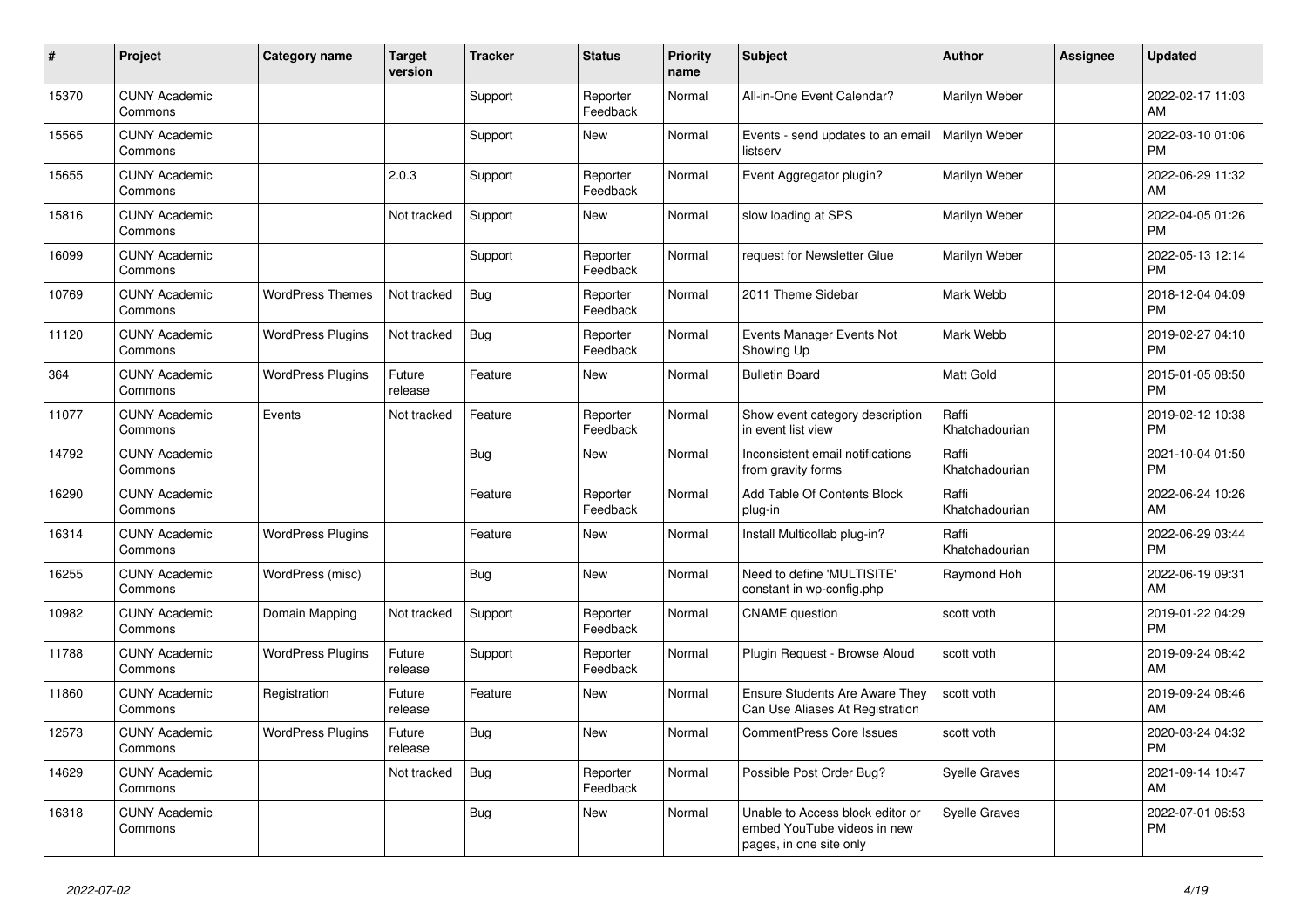| # | Project | Category name | Target version | Tracker | Status | Priority name | Subject | Author | Assignee | Updated |
|---|---|---|---|---|---|---|---|---|---|---|
| 15370 | CUNY Academic Commons | | | Support | Reporter Feedback | Normal | All-in-One Event Calendar? | Marilyn Weber | | 2022-02-17 11:03 AM |
| 15565 | CUNY Academic Commons | | | Support | New | Normal | Events - send updates to an email listserv | Marilyn Weber | | 2022-03-10 01:06 PM |
| 15655 | CUNY Academic Commons | | 2.0.3 | Support | Reporter Feedback | Normal | Event Aggregator plugin? | Marilyn Weber | | 2022-06-29 11:32 AM |
| 15816 | CUNY Academic Commons | | Not tracked | Support | New | Normal | slow loading at SPS | Marilyn Weber | | 2022-04-05 01:26 PM |
| 16099 | CUNY Academic Commons | | | Support | Reporter Feedback | Normal | request for Newsletter Glue | Marilyn Weber | | 2022-05-13 12:14 PM |
| 10769 | CUNY Academic Commons | WordPress Themes | Not tracked | Bug | Reporter Feedback | Normal | 2011 Theme Sidebar | Mark Webb | | 2018-12-04 04:09 PM |
| 11120 | CUNY Academic Commons | WordPress Plugins | Not tracked | Bug | Reporter Feedback | Normal | Events Manager Events Not Showing Up | Mark Webb | | 2019-02-27 04:10 PM |
| 364 | CUNY Academic Commons | WordPress Plugins | Future release | Feature | New | Normal | Bulletin Board | Matt Gold | | 2015-01-05 08:50 PM |
| 11077 | CUNY Academic Commons | Events | Not tracked | Feature | Reporter Feedback | Normal | Show event category description in event list view | Raffi Khatchadourian | | 2019-02-12 10:38 PM |
| 14792 | CUNY Academic Commons | | | Bug | New | Normal | Inconsistent email notifications from gravity forms | Raffi Khatchadourian | | 2021-10-04 01:50 PM |
| 16290 | CUNY Academic Commons | | | Feature | Reporter Feedback | Normal | Add Table Of Contents Block plug-in | Raffi Khatchadourian | | 2022-06-24 10:26 AM |
| 16314 | CUNY Academic Commons | WordPress Plugins | | Feature | New | Normal | Install Multicollab plug-in? | Raffi Khatchadourian | | 2022-06-29 03:44 PM |
| 16255 | CUNY Academic Commons | WordPress (misc) | | Bug | New | Normal | Need to define 'MULTISITE' constant in wp-config.php | Raymond Hoh | | 2022-06-19 09:31 AM |
| 10982 | CUNY Academic Commons | Domain Mapping | Not tracked | Support | Reporter Feedback | Normal | CNAME question | scott voth | | 2019-01-22 04:29 PM |
| 11788 | CUNY Academic Commons | WordPress Plugins | Future release | Support | Reporter Feedback | Normal | Plugin Request - Browse Aloud | scott voth | | 2019-09-24 08:42 AM |
| 11860 | CUNY Academic Commons | Registration | Future release | Feature | New | Normal | Ensure Students Are Aware They Can Use Aliases At Registration | scott voth | | 2019-09-24 08:46 AM |
| 12573 | CUNY Academic Commons | WordPress Plugins | Future release | Bug | New | Normal | CommentPress Core Issues | scott voth | | 2020-03-24 04:32 PM |
| 14629 | CUNY Academic Commons | | Not tracked | Bug | Reporter Feedback | Normal | Possible Post Order Bug? | Syelle Graves | | 2021-09-14 10:47 AM |
| 16318 | CUNY Academic Commons | | | Bug | New | Normal | Unable to Access block editor or embed YouTube videos in new pages, in one site only | Syelle Graves | | 2022-07-01 06:53 PM |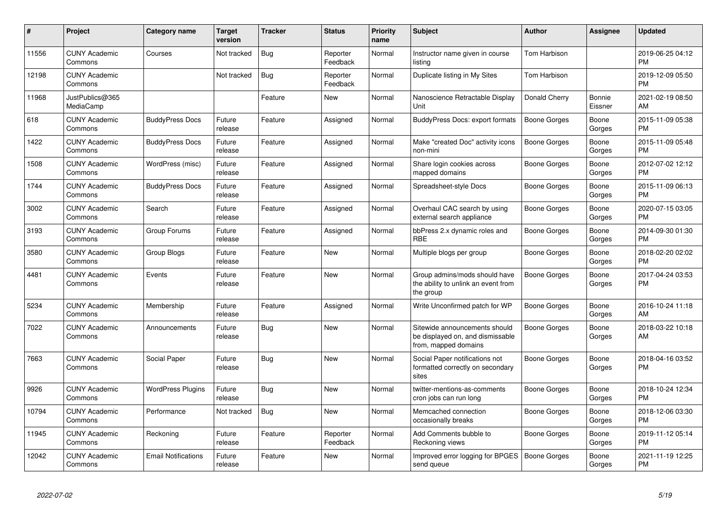| # | Project | Category name | Target version | Tracker | Status | Priority name | Subject | Author | Assignee | Updated |
|---|---|---|---|---|---|---|---|---|---|---|
| 11556 | CUNY Academic Commons | Courses | Not tracked | Bug | Reporter Feedback | Normal | Instructor name given in course listing | Tom Harbison | | 2019-06-25 04:12 PM |
| 12198 | CUNY Academic Commons | | Not tracked | Bug | Reporter Feedback | Normal | Duplicate listing in My Sites | Tom Harbison | | 2019-12-09 05:50 PM |
| 11968 | JustPublics@365 MediaCamp | | | Feature | New | Normal | Nanoscience Retractable Display Unit | Donald Cherry | Bonnie Eissner | 2021-02-19 08:50 AM |
| 618 | CUNY Academic Commons | BuddyPress Docs | Future release | Feature | Assigned | Normal | BuddyPress Docs: export formats | Boone Gorges | Boone Gorges | 2015-11-09 05:38 PM |
| 1422 | CUNY Academic Commons | BuddyPress Docs | Future release | Feature | Assigned | Normal | Make "created Doc" activity icons non-mini | Boone Gorges | Boone Gorges | 2015-11-09 05:48 PM |
| 1508 | CUNY Academic Commons | WordPress (misc) | Future release | Feature | Assigned | Normal | Share login cookies across mapped domains | Boone Gorges | Boone Gorges | 2012-07-02 12:12 PM |
| 1744 | CUNY Academic Commons | BuddyPress Docs | Future release | Feature | Assigned | Normal | Spreadsheet-style Docs | Boone Gorges | Boone Gorges | 2015-11-09 06:13 PM |
| 3002 | CUNY Academic Commons | Search | Future release | Feature | Assigned | Normal | Overhaul CAC search by using external search appliance | Boone Gorges | Boone Gorges | 2020-07-15 03:05 PM |
| 3193 | CUNY Academic Commons | Group Forums | Future release | Feature | Assigned | Normal | bbPress 2.x dynamic roles and RBE | Boone Gorges | Boone Gorges | 2014-09-30 01:30 PM |
| 3580 | CUNY Academic Commons | Group Blogs | Future release | Feature | New | Normal | Multiple blogs per group | Boone Gorges | Boone Gorges | 2018-02-20 02:02 PM |
| 4481 | CUNY Academic Commons | Events | Future release | Feature | New | Normal | Group admins/mods should have the ability to unlink an event from the group | Boone Gorges | Boone Gorges | 2017-04-24 03:53 PM |
| 5234 | CUNY Academic Commons | Membership | Future release | Feature | Assigned | Normal | Write Unconfirmed patch for WP | Boone Gorges | Boone Gorges | 2016-10-24 11:18 AM |
| 7022 | CUNY Academic Commons | Announcements | Future release | Bug | New | Normal | Sitewide announcements should be displayed on, and dismissable from, mapped domains | Boone Gorges | Boone Gorges | 2018-03-22 10:18 AM |
| 7663 | CUNY Academic Commons | Social Paper | Future release | Bug | New | Normal | Social Paper notifications not formatted correctly on secondary sites | Boone Gorges | Boone Gorges | 2018-04-16 03:52 PM |
| 9926 | CUNY Academic Commons | WordPress Plugins | Future release | Bug | New | Normal | twitter-mentions-as-comments cron jobs can run long | Boone Gorges | Boone Gorges | 2018-10-24 12:34 PM |
| 10794 | CUNY Academic Commons | Performance | Not tracked | Bug | New | Normal | Memcached connection occasionally breaks | Boone Gorges | Boone Gorges | 2018-12-06 03:30 PM |
| 11945 | CUNY Academic Commons | Reckoning | Future release | Feature | Reporter Feedback | Normal | Add Comments bubble to Reckoning views | Boone Gorges | Boone Gorges | 2019-11-12 05:14 PM |
| 12042 | CUNY Academic Commons | Email Notifications | Future release | Feature | New | Normal | Improved error logging for BPGES send queue | Boone Gorges | Boone Gorges | 2021-11-19 12:25 PM |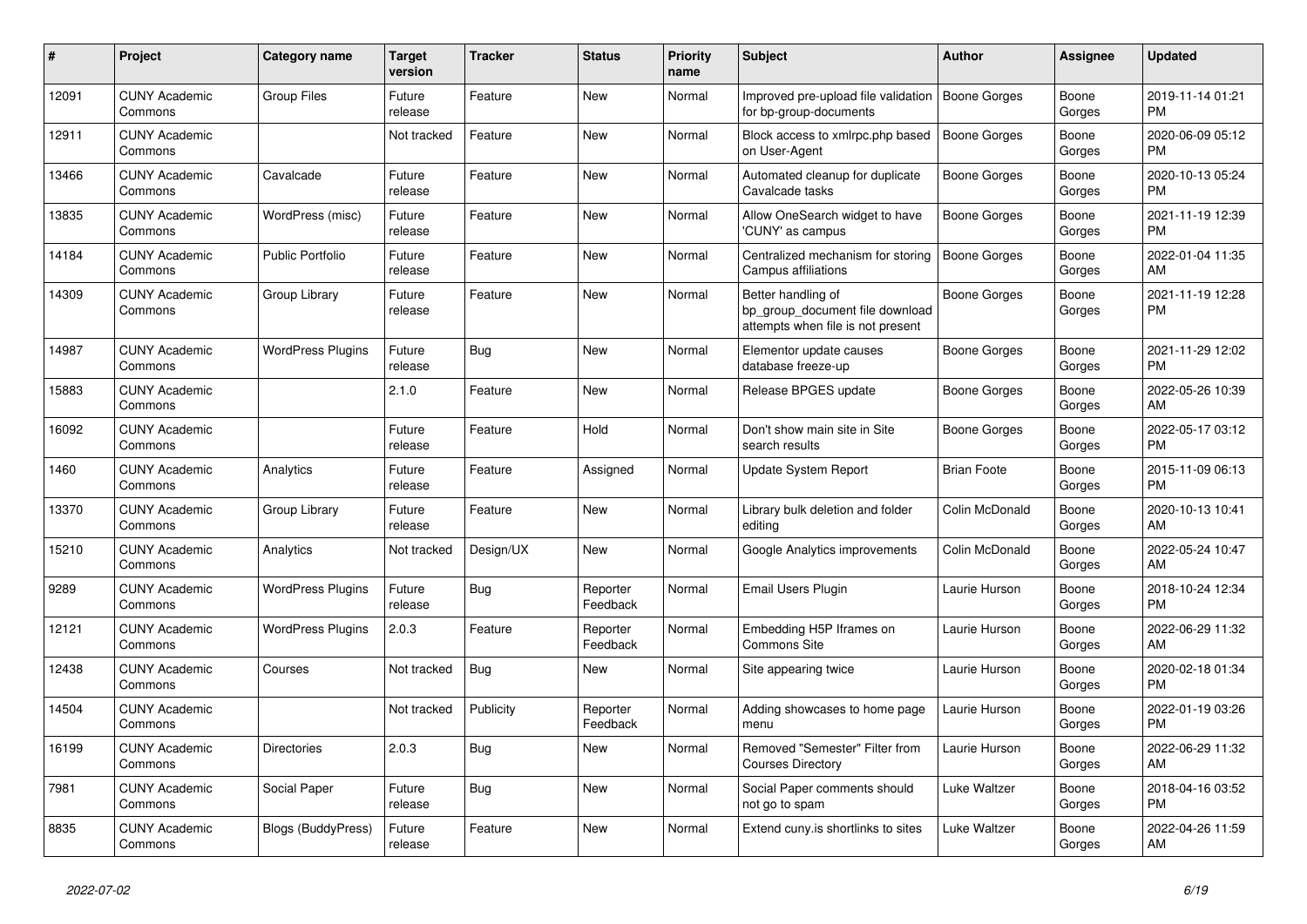| # | Project | Category name | Target version | Tracker | Status | Priority name | Subject | Author | Assignee | Updated |
|---|---|---|---|---|---|---|---|---|---|---|
| 12091 | CUNY Academic Commons | Group Files | Future release | Feature | New | Normal | Improved pre-upload file validation for bp-group-documents | Boone Gorges | Boone Gorges | 2019-11-14 01:21 PM |
| 12911 | CUNY Academic Commons | | Not tracked | Feature | New | Normal | Block access to xmlrpc.php based on User-Agent | Boone Gorges | Boone Gorges | 2020-06-09 05:12 PM |
| 13466 | CUNY Academic Commons | Cavalcade | Future release | Feature | New | Normal | Automated cleanup for duplicate Cavalcade tasks | Boone Gorges | Boone Gorges | 2020-10-13 05:24 PM |
| 13835 | CUNY Academic Commons | WordPress (misc) | Future release | Feature | New | Normal | Allow OneSearch widget to have 'CUNY' as campus | Boone Gorges | Boone Gorges | 2021-11-19 12:39 PM |
| 14184 | CUNY Academic Commons | Public Portfolio | Future release | Feature | New | Normal | Centralized mechanism for storing Campus affiliations | Boone Gorges | Boone Gorges | 2022-01-04 11:35 AM |
| 14309 | CUNY Academic Commons | Group Library | Future release | Feature | New | Normal | Better handling of bp_group_document file download attempts when file is not present | Boone Gorges | Boone Gorges | 2021-11-19 12:28 PM |
| 14987 | CUNY Academic Commons | WordPress Plugins | Future release | Bug | New | Normal | Elementor update causes database freeze-up | Boone Gorges | Boone Gorges | 2021-11-29 12:02 PM |
| 15883 | CUNY Academic Commons | | 2.1.0 | Feature | New | Normal | Release BPGES update | Boone Gorges | Boone Gorges | 2022-05-26 10:39 AM |
| 16092 | CUNY Academic Commons | | Future release | Feature | Hold | Normal | Don't show main site in Site search results | Boone Gorges | Boone Gorges | 2022-05-17 03:12 PM |
| 1460 | CUNY Academic Commons | Analytics | Future release | Feature | Assigned | Normal | Update System Report | Brian Foote | Boone Gorges | 2015-11-09 06:13 PM |
| 13370 | CUNY Academic Commons | Group Library | Future release | Feature | New | Normal | Library bulk deletion and folder editing | Colin McDonald | Boone Gorges | 2020-10-13 10:41 AM |
| 15210 | CUNY Academic Commons | Analytics | Not tracked | Design/UX | New | Normal | Google Analytics improvements | Colin McDonald | Boone Gorges | 2022-05-24 10:47 AM |
| 9289 | CUNY Academic Commons | WordPress Plugins | Future release | Bug | Reporter Feedback | Normal | Email Users Plugin | Laurie Hurson | Boone Gorges | 2018-10-24 12:34 PM |
| 12121 | CUNY Academic Commons | WordPress Plugins | 2.0.3 | Feature | Reporter Feedback | Normal | Embedding H5P Iframes on Commons Site | Laurie Hurson | Boone Gorges | 2022-06-29 11:32 AM |
| 12438 | CUNY Academic Commons | Courses | Not tracked | Bug | New | Normal | Site appearing twice | Laurie Hurson | Boone Gorges | 2020-02-18 01:34 PM |
| 14504 | CUNY Academic Commons | | Not tracked | Publicity | Reporter Feedback | Normal | Adding showcases to home page menu | Laurie Hurson | Boone Gorges | 2022-01-19 03:26 PM |
| 16199 | CUNY Academic Commons | Directories | 2.0.3 | Bug | New | Normal | Removed "Semester" Filter from Courses Directory | Laurie Hurson | Boone Gorges | 2022-06-29 11:32 AM |
| 7981 | CUNY Academic Commons | Social Paper | Future release | Bug | New | Normal | Social Paper comments should not go to spam | Luke Waltzer | Boone Gorges | 2018-04-16 03:52 PM |
| 8835 | CUNY Academic Commons | Blogs (BuddyPress) | Future release | Feature | New | Normal | Extend cuny.is shortlinks to sites | Luke Waltzer | Boone Gorges | 2022-04-26 11:59 AM |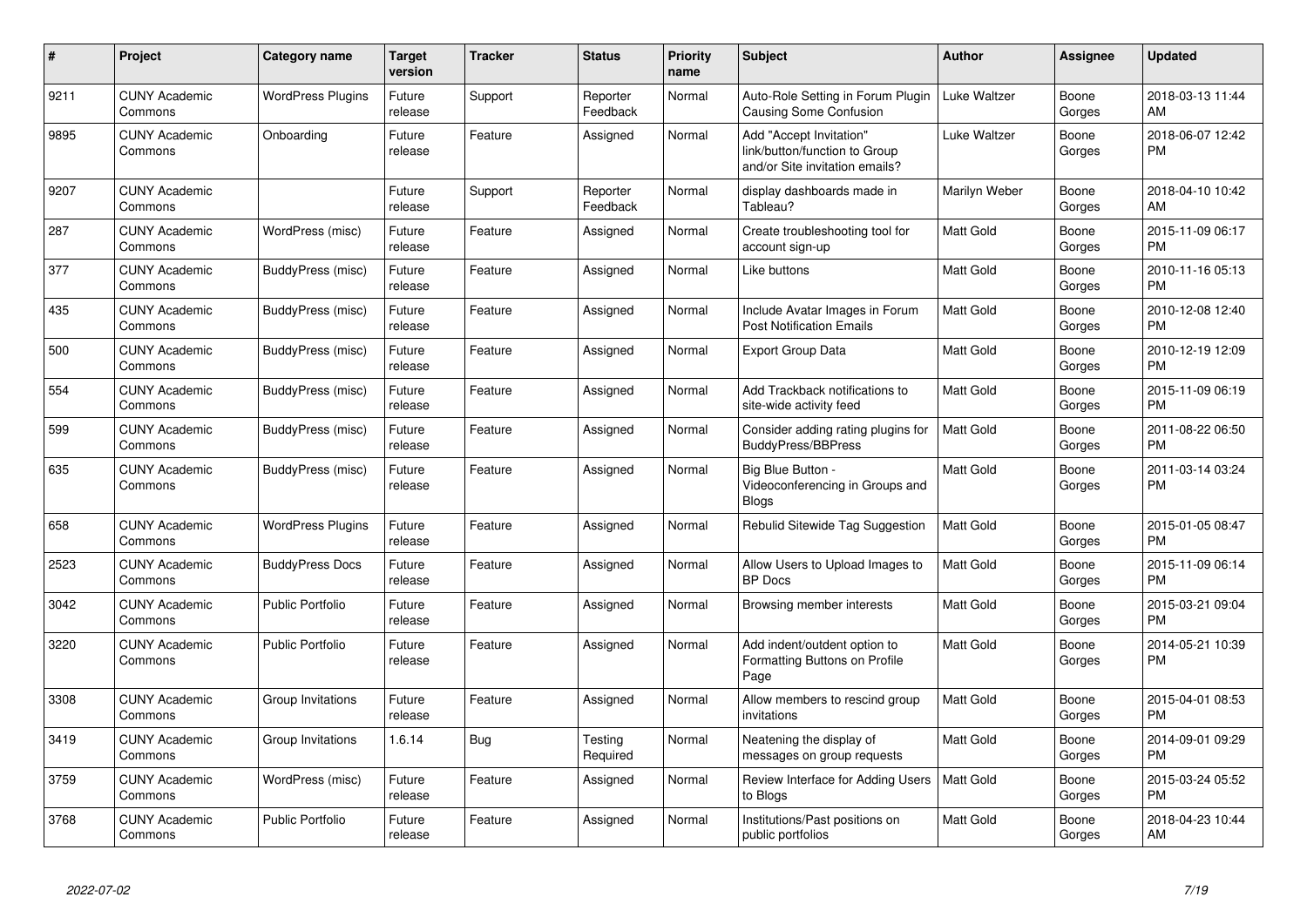| # | Project | Category name | Target version | Tracker | Status | Priority name | Subject | Author | Assignee | Updated |
|---|---|---|---|---|---|---|---|---|---|---|
| 9211 | CUNY Academic Commons | WordPress Plugins | Future release | Support | Reporter Feedback | Normal | Auto-Role Setting in Forum Plugin Causing Some Confusion | Luke Waltzer | Boone Gorges | 2018-03-13 11:44 AM |
| 9895 | CUNY Academic Commons | Onboarding | Future release | Feature | Assigned | Normal | Add "Accept Invitation" link/button/function to Group and/or Site invitation emails? | Luke Waltzer | Boone Gorges | 2018-06-07 12:42 PM |
| 9207 | CUNY Academic Commons | | Future release | Support | Reporter Feedback | Normal | display dashboards made in Tableau? | Marilyn Weber | Boone Gorges | 2018-04-10 10:42 AM |
| 287 | CUNY Academic Commons | WordPress (misc) | Future release | Feature | Assigned | Normal | Create troubleshooting tool for account sign-up | Matt Gold | Boone Gorges | 2015-11-09 06:17 PM |
| 377 | CUNY Academic Commons | BuddyPress (misc) | Future release | Feature | Assigned | Normal | Like buttons | Matt Gold | Boone Gorges | 2010-11-16 05:13 PM |
| 435 | CUNY Academic Commons | BuddyPress (misc) | Future release | Feature | Assigned | Normal | Include Avatar Images in Forum Post Notification Emails | Matt Gold | Boone Gorges | 2010-12-08 12:40 PM |
| 500 | CUNY Academic Commons | BuddyPress (misc) | Future release | Feature | Assigned | Normal | Export Group Data | Matt Gold | Boone Gorges | 2010-12-19 12:09 PM |
| 554 | CUNY Academic Commons | BuddyPress (misc) | Future release | Feature | Assigned | Normal | Add Trackback notifications to site-wide activity feed | Matt Gold | Boone Gorges | 2015-11-09 06:19 PM |
| 599 | CUNY Academic Commons | BuddyPress (misc) | Future release | Feature | Assigned | Normal | Consider adding rating plugins for BuddyPress/BBPress | Matt Gold | Boone Gorges | 2011-08-22 06:50 PM |
| 635 | CUNY Academic Commons | BuddyPress (misc) | Future release | Feature | Assigned | Normal | Big Blue Button - Videoconferencing in Groups and Blogs | Matt Gold | Boone Gorges | 2011-03-14 03:24 PM |
| 658 | CUNY Academic Commons | WordPress Plugins | Future release | Feature | Assigned | Normal | Rebulid Sitewide Tag Suggestion | Matt Gold | Boone Gorges | 2015-01-05 08:47 PM |
| 2523 | CUNY Academic Commons | BuddyPress Docs | Future release | Feature | Assigned | Normal | Allow Users to Upload Images to BP Docs | Matt Gold | Boone Gorges | 2015-11-09 06:14 PM |
| 3042 | CUNY Academic Commons | Public Portfolio | Future release | Feature | Assigned | Normal | Browsing member interests | Matt Gold | Boone Gorges | 2015-03-21 09:04 PM |
| 3220 | CUNY Academic Commons | Public Portfolio | Future release | Feature | Assigned | Normal | Add indent/outdent option to Formatting Buttons on Profile Page | Matt Gold | Boone Gorges | 2014-05-21 10:39 PM |
| 3308 | CUNY Academic Commons | Group Invitations | Future release | Feature | Assigned | Normal | Allow members to rescind group invitations | Matt Gold | Boone Gorges | 2015-04-01 08:53 PM |
| 3419 | CUNY Academic Commons | Group Invitations | 1.6.14 | Bug | Testing Required | Normal | Neatening the display of messages on group requests | Matt Gold | Boone Gorges | 2014-09-01 09:29 PM |
| 3759 | CUNY Academic Commons | WordPress (misc) | Future release | Feature | Assigned | Normal | Review Interface for Adding Users to Blogs | Matt Gold | Boone Gorges | 2015-03-24 05:52 PM |
| 3768 | CUNY Academic Commons | Public Portfolio | Future release | Feature | Assigned | Normal | Institutions/Past positions on public portfolios | Matt Gold | Boone Gorges | 2018-04-23 10:44 AM |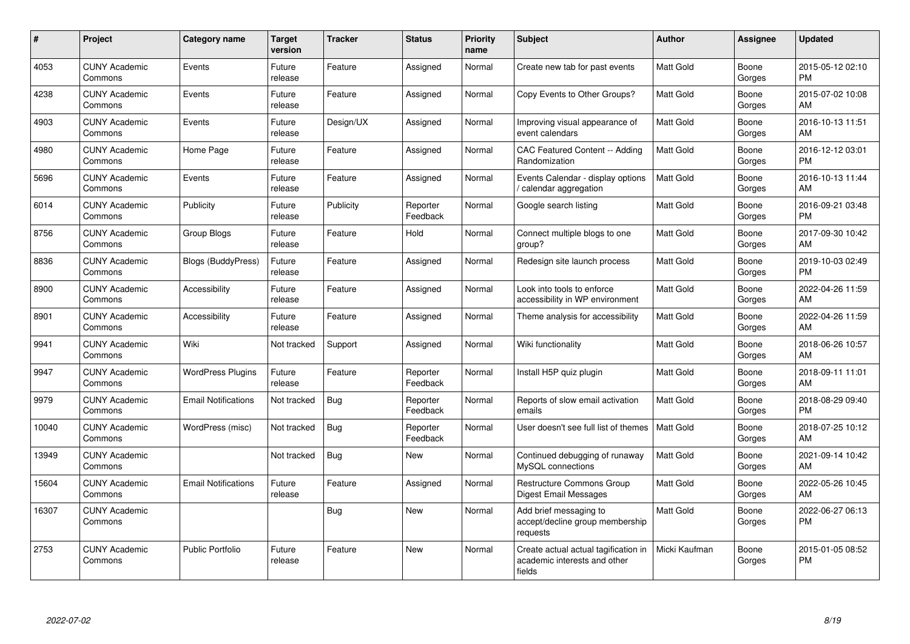| # | Project | Category name | Target version | Tracker | Status | Priority name | Subject | Author | Assignee | Updated |
|---|---|---|---|---|---|---|---|---|---|---|
| 4053 | CUNY Academic Commons | Events | Future release | Feature | Assigned | Normal | Create new tab for past events | Matt Gold | Boone Gorges | 2015-05-12 02:10 PM |
| 4238 | CUNY Academic Commons | Events | Future release | Feature | Assigned | Normal | Copy Events to Other Groups? | Matt Gold | Boone Gorges | 2015-07-02 10:08 AM |
| 4903 | CUNY Academic Commons | Events | Future release | Design/UX | Assigned | Normal | Improving visual appearance of event calendars | Matt Gold | Boone Gorges | 2016-10-13 11:51 AM |
| 4980 | CUNY Academic Commons | Home Page | Future release | Feature | Assigned | Normal | CAC Featured Content -- Adding Randomization | Matt Gold | Boone Gorges | 2016-12-12 03:01 PM |
| 5696 | CUNY Academic Commons | Events | Future release | Feature | Assigned | Normal | Events Calendar - display options / calendar aggregation | Matt Gold | Boone Gorges | 2016-10-13 11:44 AM |
| 6014 | CUNY Academic Commons | Publicity | Future release | Publicity | Reporter Feedback | Normal | Google search listing | Matt Gold | Boone Gorges | 2016-09-21 03:48 PM |
| 8756 | CUNY Academic Commons | Group Blogs | Future release | Feature | Hold | Normal | Connect multiple blogs to one group? | Matt Gold | Boone Gorges | 2017-09-30 10:42 AM |
| 8836 | CUNY Academic Commons | Blogs (BuddyPress) | Future release | Feature | Assigned | Normal | Redesign site launch process | Matt Gold | Boone Gorges | 2019-10-03 02:49 PM |
| 8900 | CUNY Academic Commons | Accessibility | Future release | Feature | Assigned | Normal | Look into tools to enforce accessibility in WP environment | Matt Gold | Boone Gorges | 2022-04-26 11:59 AM |
| 8901 | CUNY Academic Commons | Accessibility | Future release | Feature | Assigned | Normal | Theme analysis for accessibility | Matt Gold | Boone Gorges | 2022-04-26 11:59 AM |
| 9941 | CUNY Academic Commons | Wiki | Not tracked | Support | Assigned | Normal | Wiki functionality | Matt Gold | Boone Gorges | 2018-06-26 10:57 AM |
| 9947 | CUNY Academic Commons | WordPress Plugins | Future release | Feature | Reporter Feedback | Normal | Install H5P quiz plugin | Matt Gold | Boone Gorges | 2018-09-11 11:01 AM |
| 9979 | CUNY Academic Commons | Email Notifications | Not tracked | Bug | Reporter Feedback | Normal | Reports of slow email activation emails | Matt Gold | Boone Gorges | 2018-08-29 09:40 PM |
| 10040 | CUNY Academic Commons | WordPress (misc) | Not tracked | Bug | Reporter Feedback | Normal | User doesn't see full list of themes | Matt Gold | Boone Gorges | 2018-07-25 10:12 AM |
| 13949 | CUNY Academic Commons | | Not tracked | Bug | New | Normal | Continued debugging of runaway MySQL connections | Matt Gold | Boone Gorges | 2021-09-14 10:42 AM |
| 15604 | CUNY Academic Commons | Email Notifications | Future release | Feature | Assigned | Normal | Restructure Commons Group Digest Email Messages | Matt Gold | Boone Gorges | 2022-05-26 10:45 AM |
| 16307 | CUNY Academic Commons | | | Bug | New | Normal | Add brief messaging to accept/decline group membership requests | Matt Gold | Boone Gorges | 2022-06-27 06:13 PM |
| 2753 | CUNY Academic Commons | Public Portfolio | Future release | Feature | New | Normal | Create actual actual tagification in academic interests and other fields | Micki Kaufman | Boone Gorges | 2015-01-05 08:52 PM |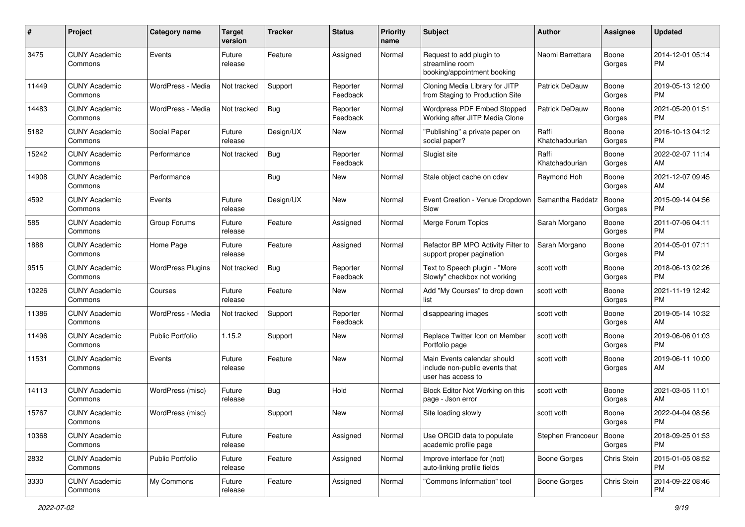| # | Project | Category name | Target version | Tracker | Status | Priority name | Subject | Author | Assignee | Updated |
|---|---|---|---|---|---|---|---|---|---|---|
| 3475 | CUNY Academic Commons | Events | Future release | Feature | Assigned | Normal | Request to add plugin to streamline room booking/appointment booking | Naomi Barrettara | Boone Gorges | 2014-12-01 05:14 PM |
| 11449 | CUNY Academic Commons | WordPress - Media | Not tracked | Support | Reporter Feedback | Normal | Cloning Media Library for JITP from Staging to Production Site | Patrick DeDauw | Boone Gorges | 2019-05-13 12:00 PM |
| 14483 | CUNY Academic Commons | WordPress - Media | Not tracked | Bug | Reporter Feedback | Normal | Wordpress PDF Embed Stopped Working after JITP Media Clone | Patrick DeDauw | Boone Gorges | 2021-05-20 01:51 PM |
| 5182 | CUNY Academic Commons | Social Paper | Future release | Design/UX | New | Normal | "Publishing" a private paper on social paper? | Raffi Khatchadourian | Boone Gorges | 2016-10-13 04:12 PM |
| 15242 | CUNY Academic Commons | Performance | Not tracked | Bug | Reporter Feedback | Normal | Slugist site | Raffi Khatchadourian | Boone Gorges | 2022-02-07 11:14 AM |
| 14908 | CUNY Academic Commons | Performance | | Bug | New | Normal | Stale object cache on cdev | Raymond Hoh | Boone Gorges | 2021-12-07 09:45 AM |
| 4592 | CUNY Academic Commons | Events | Future release | Design/UX | New | Normal | Event Creation - Venue Dropdown Slow | Samantha Raddatz | Boone Gorges | 2015-09-14 04:56 PM |
| 585 | CUNY Academic Commons | Group Forums | Future release | Feature | Assigned | Normal | Merge Forum Topics | Sarah Morgano | Boone Gorges | 2011-07-06 04:11 PM |
| 1888 | CUNY Academic Commons | Home Page | Future release | Feature | Assigned | Normal | Refactor BP MPO Activity Filter to support proper pagination | Sarah Morgano | Boone Gorges | 2014-05-01 07:11 PM |
| 9515 | CUNY Academic Commons | WordPress Plugins | Not tracked | Bug | Reporter Feedback | Normal | Text to Speech plugin - "More Slowly" checkbox not working | scott voth | Boone Gorges | 2018-06-13 02:26 PM |
| 10226 | CUNY Academic Commons | Courses | Future release | Feature | New | Normal | Add "My Courses" to drop down list | scott voth | Boone Gorges | 2021-11-19 12:42 PM |
| 11386 | CUNY Academic Commons | WordPress - Media | Not tracked | Support | Reporter Feedback | Normal | disappearing images | scott voth | Boone Gorges | 2019-05-14 10:32 AM |
| 11496 | CUNY Academic Commons | Public Portfolio | 1.15.2 | Support | New | Normal | Replace Twitter Icon on Member Portfolio page | scott voth | Boone Gorges | 2019-06-06 01:03 PM |
| 11531 | CUNY Academic Commons | Events | Future release | Feature | New | Normal | Main Events calendar should include non-public events that user has access to | scott voth | Boone Gorges | 2019-06-11 10:00 AM |
| 14113 | CUNY Academic Commons | WordPress (misc) | Future release | Bug | Hold | Normal | Block Editor Not Working on this page - Json error | scott voth | Boone Gorges | 2021-03-05 11:01 AM |
| 15767 | CUNY Academic Commons | WordPress (misc) | | Support | New | Normal | Site loading slowly | scott voth | Boone Gorges | 2022-04-04 08:56 PM |
| 10368 | CUNY Academic Commons | | Future release | Feature | Assigned | Normal | Use ORCID data to populate academic profile page | Stephen Francoeur | Boone Gorges | 2018-09-25 01:53 PM |
| 2832 | CUNY Academic Commons | Public Portfolio | Future release | Feature | Assigned | Normal | Improve interface for (not) auto-linking profile fields | Boone Gorges | Chris Stein | 2015-01-05 08:52 PM |
| 3330 | CUNY Academic Commons | My Commons | Future release | Feature | Assigned | Normal | "Commons Information" tool | Boone Gorges | Chris Stein | 2014-09-22 08:46 PM |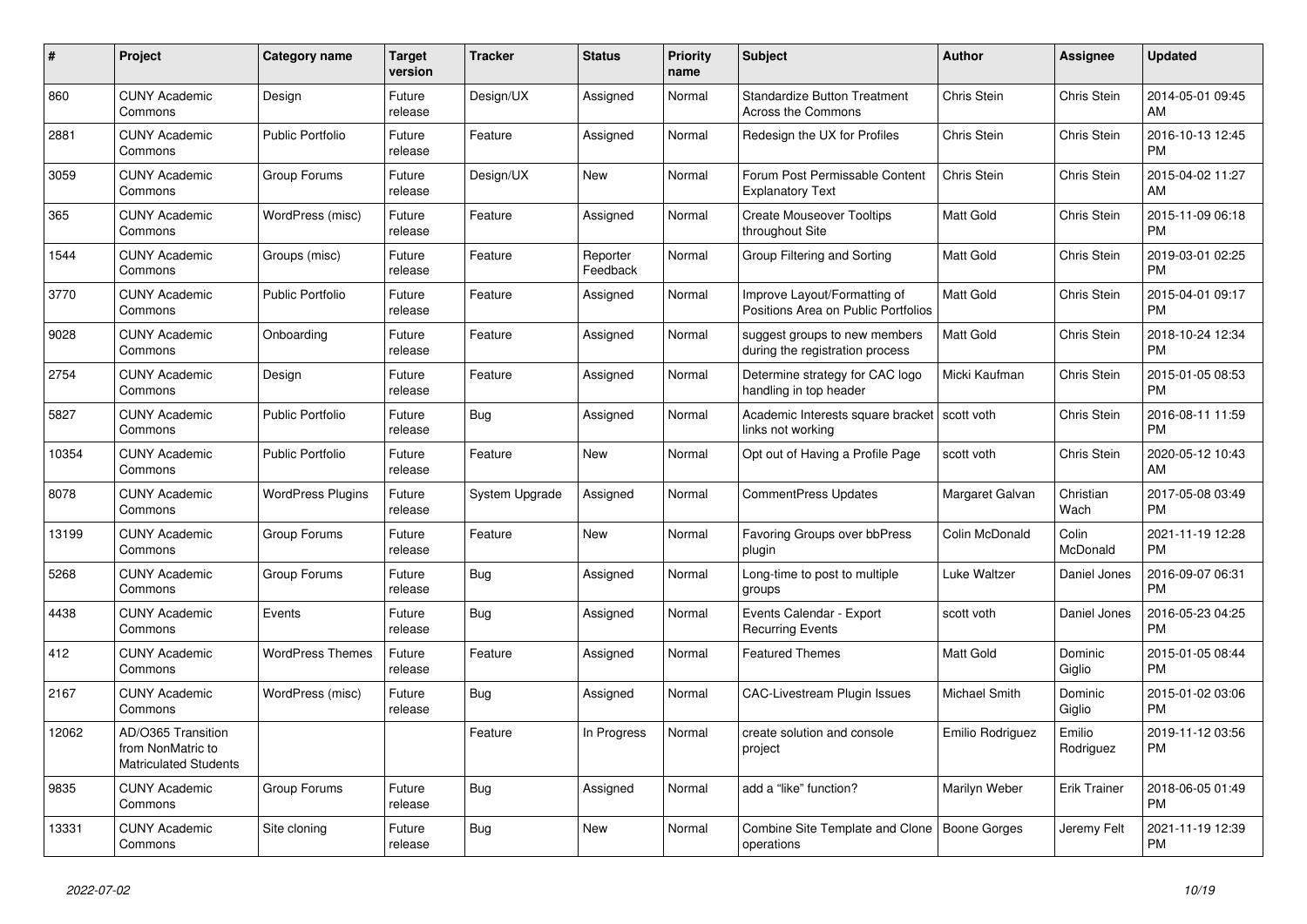| # | Project | Category name | Target version | Tracker | Status | Priority name | Subject | Author | Assignee | Updated |
|---|---|---|---|---|---|---|---|---|---|---|
| 860 | CUNY Academic Commons | Design | Future release | Design/UX | Assigned | Normal | Standardize Button Treatment Across the Commons | Chris Stein | Chris Stein | 2014-05-01 09:45 AM |
| 2881 | CUNY Academic Commons | Public Portfolio | Future release | Feature | Assigned | Normal | Redesign the UX for Profiles | Chris Stein | Chris Stein | 2016-10-13 12:45 PM |
| 3059 | CUNY Academic Commons | Group Forums | Future release | Design/UX | New | Normal | Forum Post Permissable Content Explanatory Text | Chris Stein | Chris Stein | 2015-04-02 11:27 AM |
| 365 | CUNY Academic Commons | WordPress (misc) | Future release | Feature | Assigned | Normal | Create Mouseover Tooltips throughout Site | Matt Gold | Chris Stein | 2015-11-09 06:18 PM |
| 1544 | CUNY Academic Commons | Groups (misc) | Future release | Feature | Reporter Feedback | Normal | Group Filtering and Sorting | Matt Gold | Chris Stein | 2019-03-01 02:25 PM |
| 3770 | CUNY Academic Commons | Public Portfolio | Future release | Feature | Assigned | Normal | Improve Layout/Formatting of Positions Area on Public Portfolios | Matt Gold | Chris Stein | 2015-04-01 09:17 PM |
| 9028 | CUNY Academic Commons | Onboarding | Future release | Feature | Assigned | Normal | suggest groups to new members during the registration process | Matt Gold | Chris Stein | 2018-10-24 12:34 PM |
| 2754 | CUNY Academic Commons | Design | Future release | Feature | Assigned | Normal | Determine strategy for CAC logo handling in top header | Micki Kaufman | Chris Stein | 2015-01-05 08:53 PM |
| 5827 | CUNY Academic Commons | Public Portfolio | Future release | Bug | Assigned | Normal | Academic Interests square bracket links not working | scott voth | Chris Stein | 2016-08-11 11:59 PM |
| 10354 | CUNY Academic Commons | Public Portfolio | Future release | Feature | New | Normal | Opt out of Having a Profile Page | scott voth | Chris Stein | 2020-05-12 10:43 AM |
| 8078 | CUNY Academic Commons | WordPress Plugins | Future release | System Upgrade | Assigned | Normal | CommentPress Updates | Margaret Galvan | Christian Wach | 2017-05-08 03:49 PM |
| 13199 | CUNY Academic Commons | Group Forums | Future release | Feature | New | Normal | Favoring Groups over bbPress plugin | Colin McDonald | Colin McDonald | 2021-11-19 12:28 PM |
| 5268 | CUNY Academic Commons | Group Forums | Future release | Bug | Assigned | Normal | Long-time to post to multiple groups | Luke Waltzer | Daniel Jones | 2016-09-07 06:31 PM |
| 4438 | CUNY Academic Commons | Events | Future release | Bug | Assigned | Normal | Events Calendar - Export Recurring Events | scott voth | Daniel Jones | 2016-05-23 04:25 PM |
| 412 | CUNY Academic Commons | WordPress Themes | Future release | Feature | Assigned | Normal | Featured Themes | Matt Gold | Dominic Giglio | 2015-01-05 08:44 PM |
| 2167 | CUNY Academic Commons | WordPress (misc) | Future release | Bug | Assigned | Normal | CAC-Livestream Plugin Issues | Michael Smith | Dominic Giglio | 2015-01-02 03:06 PM |
| 12062 | AD/O365 Transition from NonMatric to Matriculated Students | | | Feature | In Progress | Normal | create solution and console project | Emilio Rodriguez | Emilio Rodriguez | 2019-11-12 03:56 PM |
| 9835 | CUNY Academic Commons | Group Forums | Future release | Bug | Assigned | Normal | add a "like" function? | Marilyn Weber | Erik Trainer | 2018-06-05 01:49 PM |
| 13331 | CUNY Academic Commons | Site cloning | Future release | Bug | New | Normal | Combine Site Template and Clone operations | Boone Gorges | Jeremy Felt | 2021-11-19 12:39 PM |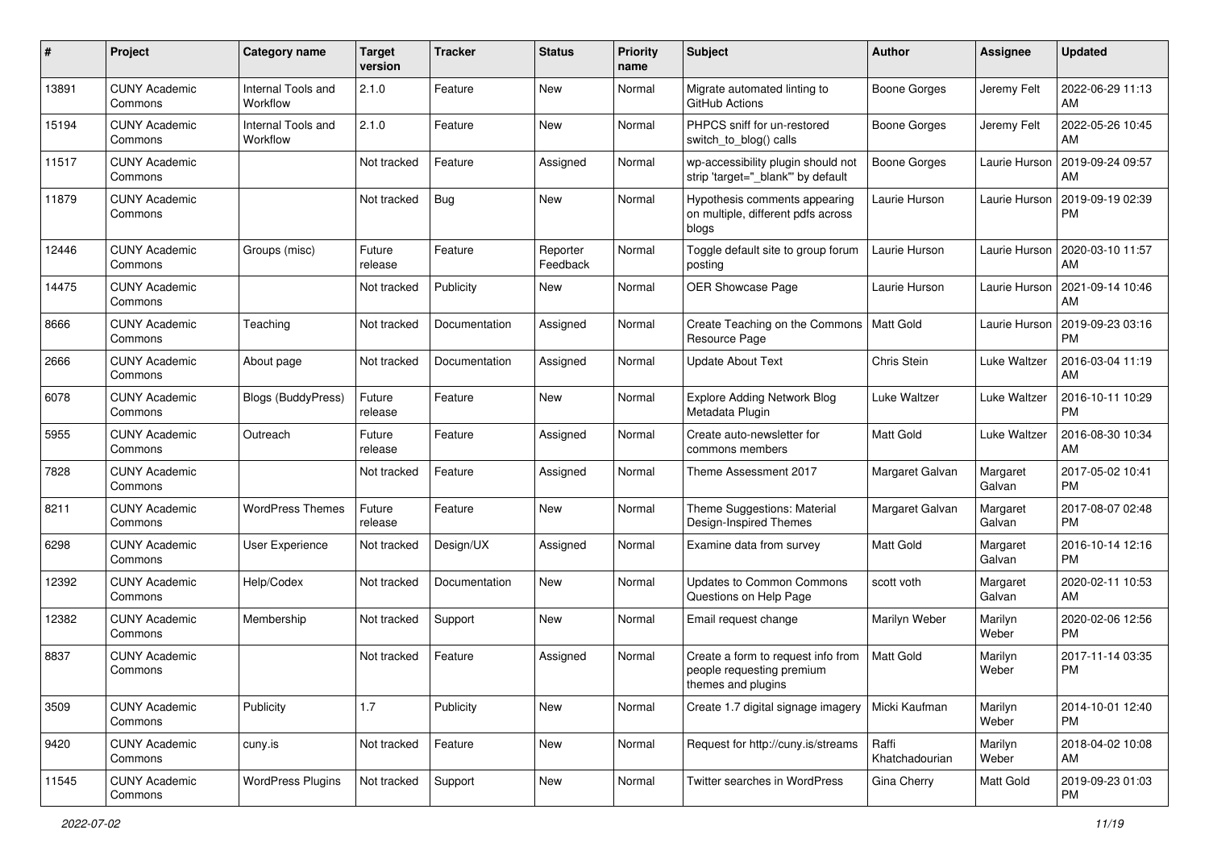| # | Project | Category name | Target version | Tracker | Status | Priority name | Subject | Author | Assignee | Updated |
|---|---|---|---|---|---|---|---|---|---|---|
| 13891 | CUNY Academic Commons | Internal Tools and Workflow | 2.1.0 | Feature | New | Normal | Migrate automated linting to GitHub Actions | Boone Gorges | Jeremy Felt | 2022-06-29 11:13 AM |
| 15194 | CUNY Academic Commons | Internal Tools and Workflow | 2.1.0 | Feature | New | Normal | PHPCS sniff for un-restored switch_to_blog() calls | Boone Gorges | Jeremy Felt | 2022-05-26 10:45 AM |
| 11517 | CUNY Academic Commons | | Not tracked | Feature | Assigned | Normal | wp-accessibility plugin should not strip 'target="_blank"' by default | Boone Gorges | Laurie Hurson | 2019-09-24 09:57 AM |
| 11879 | CUNY Academic Commons | | Not tracked | Bug | New | Normal | Hypothesis comments appearing on multiple, different pdfs across blogs | Laurie Hurson | Laurie Hurson | 2019-09-19 02:39 PM |
| 12446 | CUNY Academic Commons | Groups (misc) | Future release | Feature | Reporter Feedback | Normal | Toggle default site to group forum posting | Laurie Hurson | Laurie Hurson | 2020-03-10 11:57 AM |
| 14475 | CUNY Academic Commons | | Not tracked | Publicity | New | Normal | OER Showcase Page | Laurie Hurson | Laurie Hurson | 2021-09-14 10:46 AM |
| 8666 | CUNY Academic Commons | Teaching | Not tracked | Documentation | Assigned | Normal | Create Teaching on the Commons Resource Page | Matt Gold | Laurie Hurson | 2019-09-23 03:16 PM |
| 2666 | CUNY Academic Commons | About page | Not tracked | Documentation | Assigned | Normal | Update About Text | Chris Stein | Luke Waltzer | 2016-03-04 11:19 AM |
| 6078 | CUNY Academic Commons | Blogs (BuddyPress) | Future release | Feature | New | Normal | Explore Adding Network Blog Metadata Plugin | Luke Waltzer | Luke Waltzer | 2016-10-11 10:29 PM |
| 5955 | CUNY Academic Commons | Outreach | Future release | Feature | Assigned | Normal | Create auto-newsletter for commons members | Matt Gold | Luke Waltzer | 2016-08-30 10:34 AM |
| 7828 | CUNY Academic Commons | | Not tracked | Feature | Assigned | Normal | Theme Assessment 2017 | Margaret Galvan | Margaret Galvan | 2017-05-02 10:41 PM |
| 8211 | CUNY Academic Commons | WordPress Themes | Future release | Feature | New | Normal | Theme Suggestions: Material Design-Inspired Themes | Margaret Galvan | Margaret Galvan | 2017-08-07 02:48 PM |
| 6298 | CUNY Academic Commons | User Experience | Not tracked | Design/UX | Assigned | Normal | Examine data from survey | Matt Gold | Margaret Galvan | 2016-10-14 12:16 PM |
| 12392 | CUNY Academic Commons | Help/Codex | Not tracked | Documentation | New | Normal | Updates to Common Commons Questions on Help Page | scott voth | Margaret Galvan | 2020-02-11 10:53 AM |
| 12382 | CUNY Academic Commons | Membership | Not tracked | Support | New | Normal | Email request change | Marilyn Weber | Marilyn Weber | 2020-02-06 12:56 PM |
| 8837 | CUNY Academic Commons | | Not tracked | Feature | Assigned | Normal | Create a form to request info from people requesting premium themes and plugins | Matt Gold | Marilyn Weber | 2017-11-14 03:35 PM |
| 3509 | CUNY Academic Commons | Publicity | 1.7 | Publicity | New | Normal | Create 1.7 digital signage imagery | Micki Kaufman | Marilyn Weber | 2014-10-01 12:40 PM |
| 9420 | CUNY Academic Commons | cuny.is | Not tracked | Feature | New | Normal | Request for http://cuny.is/streams | Raffi Khatchadourian | Marilyn Weber | 2018-04-02 10:08 AM |
| 11545 | CUNY Academic Commons | WordPress Plugins | Not tracked | Support | New | Normal | Twitter searches in WordPress | Gina Cherry | Matt Gold | 2019-09-23 01:03 PM |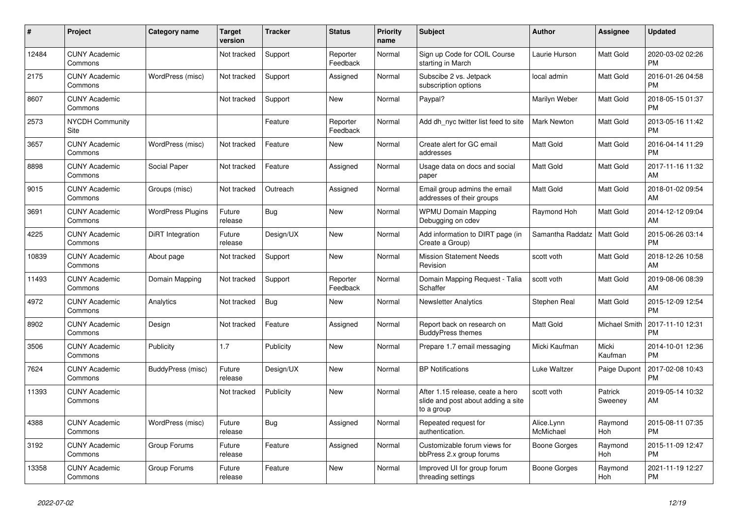| # | Project | Category name | Target version | Tracker | Status | Priority name | Subject | Author | Assignee | Updated |
|---|---|---|---|---|---|---|---|---|---|---|
| 12484 | CUNY Academic Commons | | Not tracked | Support | Reporter Feedback | Normal | Sign up Code for COIL Course starting in March | Laurie Hurson | Matt Gold | 2020-03-02 02:26 PM |
| 2175 | CUNY Academic Commons | WordPress (misc) | Not tracked | Support | Assigned | Normal | Subscibe 2 vs. Jetpack subscription options | local admin | Matt Gold | 2016-01-26 04:58 PM |
| 8607 | CUNY Academic Commons | | Not tracked | Support | New | Normal | Paypal? | Marilyn Weber | Matt Gold | 2018-05-15 01:37 PM |
| 2573 | NYCDH Community Site | | | Feature | Reporter Feedback | Normal | Add dh_nyc twitter list feed to site | Mark Newton | Matt Gold | 2013-05-16 11:42 PM |
| 3657 | CUNY Academic Commons | WordPress (misc) | Not tracked | Feature | New | Normal | Create alert for GC email addresses | Matt Gold | Matt Gold | 2016-04-14 11:29 PM |
| 8898 | CUNY Academic Commons | Social Paper | Not tracked | Feature | Assigned | Normal | Usage data on docs and social paper | Matt Gold | Matt Gold | 2017-11-16 11:32 AM |
| 9015 | CUNY Academic Commons | Groups (misc) | Not tracked | Outreach | Assigned | Normal | Email group admins the email addresses of their groups | Matt Gold | Matt Gold | 2018-01-02 09:54 AM |
| 3691 | CUNY Academic Commons | WordPress Plugins | Future release | Bug | New | Normal | WPMU Domain Mapping Debugging on cdev | Raymond Hoh | Matt Gold | 2014-12-12 09:04 AM |
| 4225 | CUNY Academic Commons | DiRT Integration | Future release | Design/UX | New | Normal | Add information to DIRT page (in Create a Group) | Samantha Raddatz | Matt Gold | 2015-06-26 03:14 PM |
| 10839 | CUNY Academic Commons | About page | Not tracked | Support | New | Normal | Mission Statement Needs Revision | scott voth | Matt Gold | 2018-12-26 10:58 AM |
| 11493 | CUNY Academic Commons | Domain Mapping | Not tracked | Support | Reporter Feedback | Normal | Domain Mapping Request - Talia Schaffer | scott voth | Matt Gold | 2019-08-06 08:39 AM |
| 4972 | CUNY Academic Commons | Analytics | Not tracked | Bug | New | Normal | Newsletter Analytics | Stephen Real | Matt Gold | 2015-12-09 12:54 PM |
| 8902 | CUNY Academic Commons | Design | Not tracked | Feature | Assigned | Normal | Report back on research on BuddyPress themes | Matt Gold | Michael Smith | 2017-11-10 12:31 PM |
| 3506 | CUNY Academic Commons | Publicity | 1.7 | Publicity | New | Normal | Prepare 1.7 email messaging | Micki Kaufman | Micki Kaufman | 2014-10-01 12:36 PM |
| 7624 | CUNY Academic Commons | BuddyPress (misc) | Future release | Design/UX | New | Normal | BP Notifications | Luke Waltzer | Paige Dupont | 2017-02-08 10:43 PM |
| 11393 | CUNY Academic Commons | | Not tracked | Publicity | New | Normal | After 1.15 release, ceate a hero slide and post about adding a site to a group | scott voth | Patrick Sweeney | 2019-05-14 10:32 AM |
| 4388 | CUNY Academic Commons | WordPress (misc) | Future release | Bug | Assigned | Normal | Repeated request for authentication. | Alice.Lynn McMichael | Raymond Hoh | 2015-08-11 07:35 PM |
| 3192 | CUNY Academic Commons | Group Forums | Future release | Feature | Assigned | Normal | Customizable forum views for bbPress 2.x group forums | Boone Gorges | Raymond Hoh | 2015-11-09 12:47 PM |
| 13358 | CUNY Academic Commons | Group Forums | Future release | Feature | New | Normal | Improved UI for group forum threading settings | Boone Gorges | Raymond Hoh | 2021-11-19 12:27 PM |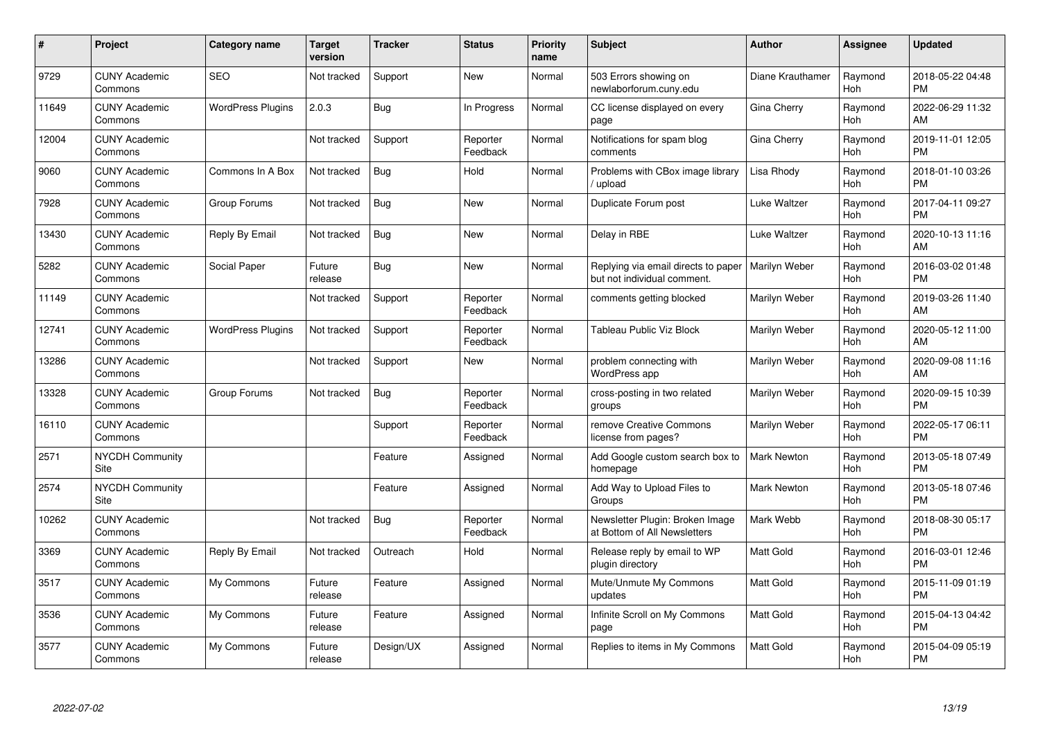| # | Project | Category name | Target version | Tracker | Status | Priority name | Subject | Author | Assignee | Updated |
|---|---|---|---|---|---|---|---|---|---|---|
| 9729 | CUNY Academic Commons | SEO | Not tracked | Support | New | Normal | 503 Errors showing on newlaborforum.cuny.edu | Diane Krauthamer | Raymond Hoh | 2018-05-22 04:48 PM |
| 11649 | CUNY Academic Commons | WordPress Plugins | 2.0.3 | Bug | In Progress | Normal | CC license displayed on every page | Gina Cherry | Raymond Hoh | 2022-06-29 11:32 AM |
| 12004 | CUNY Academic Commons | | Not tracked | Support | Reporter Feedback | Normal | Notifications for spam blog comments | Gina Cherry | Raymond Hoh | 2019-11-01 12:05 PM |
| 9060 | CUNY Academic Commons | Commons In A Box | Not tracked | Bug | Hold | Normal | Problems with CBox image library / upload | Lisa Rhody | Raymond Hoh | 2018-01-10 03:26 PM |
| 7928 | CUNY Academic Commons | Group Forums | Not tracked | Bug | New | Normal | Duplicate Forum post | Luke Waltzer | Raymond Hoh | 2017-04-11 09:27 PM |
| 13430 | CUNY Academic Commons | Reply By Email | Not tracked | Bug | New | Normal | Delay in RBE | Luke Waltzer | Raymond Hoh | 2020-10-13 11:16 AM |
| 5282 | CUNY Academic Commons | Social Paper | Future release | Bug | New | Normal | Replying via email directs to paper but not individual comment. | Marilyn Weber | Raymond Hoh | 2016-03-02 01:48 PM |
| 11149 | CUNY Academic Commons | | Not tracked | Support | Reporter Feedback | Normal | comments getting blocked | Marilyn Weber | Raymond Hoh | 2019-03-26 11:40 AM |
| 12741 | CUNY Academic Commons | WordPress Plugins | Not tracked | Support | Reporter Feedback | Normal | Tableau Public Viz Block | Marilyn Weber | Raymond Hoh | 2020-05-12 11:00 AM |
| 13286 | CUNY Academic Commons | | Not tracked | Support | New | Normal | problem connecting with WordPress app | Marilyn Weber | Raymond Hoh | 2020-09-08 11:16 AM |
| 13328 | CUNY Academic Commons | Group Forums | Not tracked | Bug | Reporter Feedback | Normal | cross-posting in two related groups | Marilyn Weber | Raymond Hoh | 2020-09-15 10:39 PM |
| 16110 | CUNY Academic Commons | | | Support | Reporter Feedback | Normal | remove Creative Commons license from pages? | Marilyn Weber | Raymond Hoh | 2022-05-17 06:11 PM |
| 2571 | NYCDH Community Site | | | Feature | Assigned | Normal | Add Google custom search box to homepage | Mark Newton | Raymond Hoh | 2013-05-18 07:49 PM |
| 2574 | NYCDH Community Site | | | Feature | Assigned | Normal | Add Way to Upload Files to Groups | Mark Newton | Raymond Hoh | 2013-05-18 07:46 PM |
| 10262 | CUNY Academic Commons | | Not tracked | Bug | Reporter Feedback | Normal | Newsletter Plugin: Broken Image at Bottom of All Newsletters | Mark Webb | Raymond Hoh | 2018-08-30 05:17 PM |
| 3369 | CUNY Academic Commons | Reply By Email | Not tracked | Outreach | Hold | Normal | Release reply by email to WP plugin directory | Matt Gold | Raymond Hoh | 2016-03-01 12:46 PM |
| 3517 | CUNY Academic Commons | My Commons | Future release | Feature | Assigned | Normal | Mute/Unmute My Commons updates | Matt Gold | Raymond Hoh | 2015-11-09 01:19 PM |
| 3536 | CUNY Academic Commons | My Commons | Future release | Feature | Assigned | Normal | Infinite Scroll on My Commons page | Matt Gold | Raymond Hoh | 2015-04-13 04:42 PM |
| 3577 | CUNY Academic Commons | My Commons | Future release | Design/UX | Assigned | Normal | Replies to items in My Commons | Matt Gold | Raymond Hoh | 2015-04-09 05:19 PM |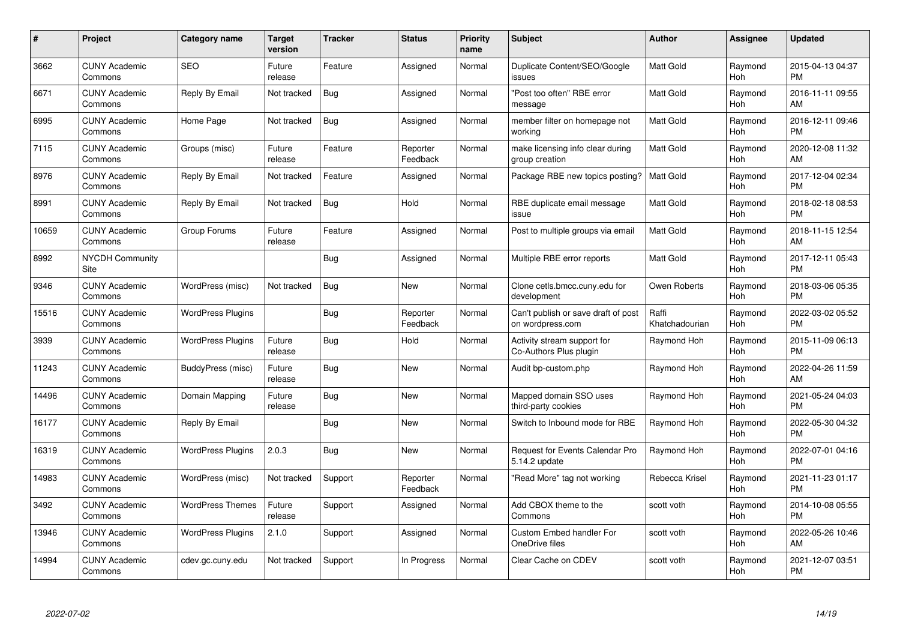| # | Project | Category name | Target version | Tracker | Status | Priority name | Subject | Author | Assignee | Updated |
|---|---|---|---|---|---|---|---|---|---|---|
| 3662 | CUNY Academic Commons | SEO | Future release | Feature | Assigned | Normal | Duplicate Content/SEO/Google issues | Matt Gold | Raymond Hoh | 2015-04-13 04:37 PM |
| 6671 | CUNY Academic Commons | Reply By Email | Not tracked | Bug | Assigned | Normal | "Post too often" RBE error message | Matt Gold | Raymond Hoh | 2016-11-11 09:55 AM |
| 6995 | CUNY Academic Commons | Home Page | Not tracked | Bug | Assigned | Normal | member filter on homepage not working | Matt Gold | Raymond Hoh | 2016-12-11 09:46 PM |
| 7115 | CUNY Academic Commons | Groups (misc) | Future release | Feature | Reporter Feedback | Normal | make licensing info clear during group creation | Matt Gold | Raymond Hoh | 2020-12-08 11:32 AM |
| 8976 | CUNY Academic Commons | Reply By Email | Not tracked | Feature | Assigned | Normal | Package RBE new topics posting? | Matt Gold | Raymond Hoh | 2017-12-04 02:34 PM |
| 8991 | CUNY Academic Commons | Reply By Email | Not tracked | Bug | Hold | Normal | RBE duplicate email message issue | Matt Gold | Raymond Hoh | 2018-02-18 08:53 PM |
| 10659 | CUNY Academic Commons | Group Forums | Future release | Feature | Assigned | Normal | Post to multiple groups via email | Matt Gold | Raymond Hoh | 2018-11-15 12:54 AM |
| 8992 | NYCDH Community Site | | | Bug | Assigned | Normal | Multiple RBE error reports | Matt Gold | Raymond Hoh | 2017-12-11 05:43 PM |
| 9346 | CUNY Academic Commons | WordPress (misc) | Not tracked | Bug | New | Normal | Clone cetls.bmcc.cuny.edu for development | Owen Roberts | Raymond Hoh | 2018-03-06 05:35 PM |
| 15516 | CUNY Academic Commons | WordPress Plugins | | Bug | Reporter Feedback | Normal | Can't publish or save draft of post on wordpress.com | Raffi Khatchadourian | Raymond Hoh | 2022-03-02 05:52 PM |
| 3939 | CUNY Academic Commons | WordPress Plugins | Future release | Bug | Hold | Normal | Activity stream support for Co-Authors Plus plugin | Raymond Hoh | Raymond Hoh | 2015-11-09 06:13 PM |
| 11243 | CUNY Academic Commons | BuddyPress (misc) | Future release | Bug | New | Normal | Audit bp-custom.php | Raymond Hoh | Raymond Hoh | 2022-04-26 11:59 AM |
| 14496 | CUNY Academic Commons | Domain Mapping | Future release | Bug | New | Normal | Mapped domain SSO uses third-party cookies | Raymond Hoh | Raymond Hoh | 2021-05-24 04:03 PM |
| 16177 | CUNY Academic Commons | Reply By Email | | Bug | New | Normal | Switch to Inbound mode for RBE | Raymond Hoh | Raymond Hoh | 2022-05-30 04:32 PM |
| 16319 | CUNY Academic Commons | WordPress Plugins | 2.0.3 | Bug | New | Normal | Request for Events Calendar Pro 5.14.2 update | Raymond Hoh | Raymond Hoh | 2022-07-01 04:16 PM |
| 14983 | CUNY Academic Commons | WordPress (misc) | Not tracked | Support | Reporter Feedback | Normal | "Read More" tag not working | Rebecca Krisel | Raymond Hoh | 2021-11-23 01:17 PM |
| 3492 | CUNY Academic Commons | WordPress Themes | Future release | Support | Assigned | Normal | Add CBOX theme to the Commons | scott voth | Raymond Hoh | 2014-10-08 05:55 PM |
| 13946 | CUNY Academic Commons | WordPress Plugins | 2.1.0 | Support | Assigned | Normal | Custom Embed handler For OneDrive files | scott voth | Raymond Hoh | 2022-05-26 10:46 AM |
| 14994 | CUNY Academic Commons | cdev.gc.cuny.edu | Not tracked | Support | In Progress | Normal | Clear Cache on CDEV | scott voth | Raymond Hoh | 2021-12-07 03:51 PM |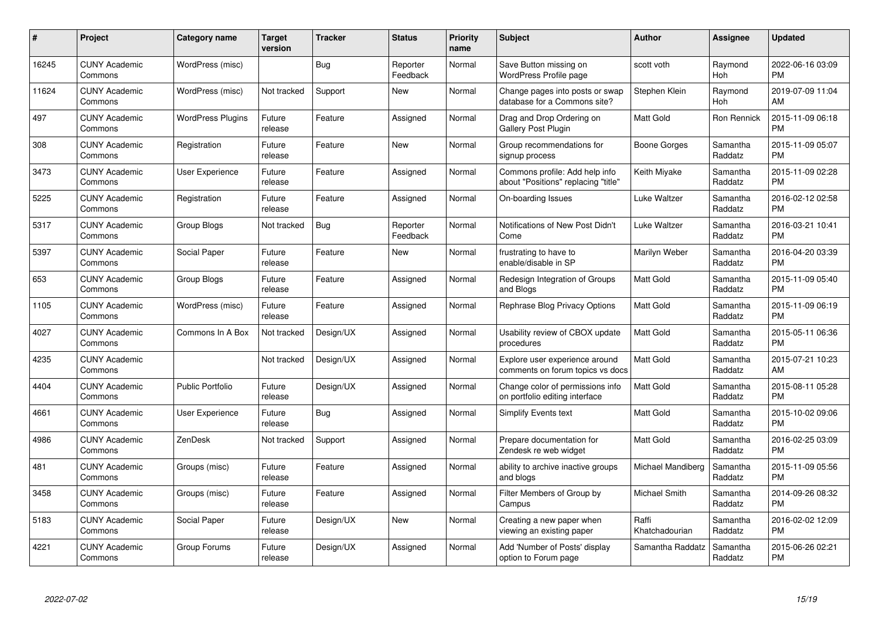| # | Project | Category name | Target version | Tracker | Status | Priority name | Subject | Author | Assignee | Updated |
|---|---|---|---|---|---|---|---|---|---|---|
| 16245 | CUNY Academic Commons | WordPress (misc) | | Bug | Reporter Feedback | Normal | Save Button missing on WordPress Profile page | scott voth | Raymond Hoh | 2022-06-16 03:09 PM |
| 11624 | CUNY Academic Commons | WordPress (misc) | Not tracked | Support | New | Normal | Change pages into posts or swap database for a Commons site? | Stephen Klein | Raymond Hoh | 2019-07-09 11:04 AM |
| 497 | CUNY Academic Commons | WordPress Plugins | Future release | Feature | Assigned | Normal | Drag and Drop Ordering on Gallery Post Plugin | Matt Gold | Ron Rennick | 2015-11-09 06:18 PM |
| 308 | CUNY Academic Commons | Registration | Future release | Feature | New | Normal | Group recommendations for signup process | Boone Gorges | Samantha Raddatz | 2015-11-09 05:07 PM |
| 3473 | CUNY Academic Commons | User Experience | Future release | Feature | Assigned | Normal | Commons profile: Add help info about "Positions" replacing "title" | Keith Miyake | Samantha Raddatz | 2015-11-09 02:28 PM |
| 5225 | CUNY Academic Commons | Registration | Future release | Feature | Assigned | Normal | On-boarding Issues | Luke Waltzer | Samantha Raddatz | 2016-02-12 02:58 PM |
| 5317 | CUNY Academic Commons | Group Blogs | Not tracked | Bug | Reporter Feedback | Normal | Notifications of New Post Didn't Come | Luke Waltzer | Samantha Raddatz | 2016-03-21 10:41 PM |
| 5397 | CUNY Academic Commons | Social Paper | Future release | Feature | New | Normal | frustrating to have to enable/disable in SP | Marilyn Weber | Samantha Raddatz | 2016-04-20 03:39 PM |
| 653 | CUNY Academic Commons | Group Blogs | Future release | Feature | Assigned | Normal | Redesign Integration of Groups and Blogs | Matt Gold | Samantha Raddatz | 2015-11-09 05:40 PM |
| 1105 | CUNY Academic Commons | WordPress (misc) | Future release | Feature | Assigned | Normal | Rephrase Blog Privacy Options | Matt Gold | Samantha Raddatz | 2015-11-09 06:19 PM |
| 4027 | CUNY Academic Commons | Commons In A Box | Not tracked | Design/UX | Assigned | Normal | Usability review of CBOX update procedures | Matt Gold | Samantha Raddatz | 2015-05-11 06:36 PM |
| 4235 | CUNY Academic Commons | | Not tracked | Design/UX | Assigned | Normal | Explore user experience around comments on forum topics vs docs | Matt Gold | Samantha Raddatz | 2015-07-21 10:23 AM |
| 4404 | CUNY Academic Commons | Public Portfolio | Future release | Design/UX | Assigned | Normal | Change color of permissions info on portfolio editing interface | Matt Gold | Samantha Raddatz | 2015-08-11 05:28 PM |
| 4661 | CUNY Academic Commons | User Experience | Future release | Bug | Assigned | Normal | Simplify Events text | Matt Gold | Samantha Raddatz | 2015-10-02 09:06 PM |
| 4986 | CUNY Academic Commons | ZenDesk | Not tracked | Support | Assigned | Normal | Prepare documentation for Zendesk re web widget | Matt Gold | Samantha Raddatz | 2016-02-25 03:09 PM |
| 481 | CUNY Academic Commons | Groups (misc) | Future release | Feature | Assigned | Normal | ability to archive inactive groups and blogs | Michael Mandiberg | Samantha Raddatz | 2015-11-09 05:56 PM |
| 3458 | CUNY Academic Commons | Groups (misc) | Future release | Feature | Assigned | Normal | Filter Members of Group by Campus | Michael Smith | Samantha Raddatz | 2014-09-26 08:32 PM |
| 5183 | CUNY Academic Commons | Social Paper | Future release | Design/UX | New | Normal | Creating a new paper when viewing an existing paper | Raffi Khatchadourian | Samantha Raddatz | 2016-02-02 12:09 PM |
| 4221 | CUNY Academic Commons | Group Forums | Future release | Design/UX | Assigned | Normal | Add 'Number of Posts' display option to Forum page | Samantha Raddatz | Samantha Raddatz | 2015-06-26 02:21 PM |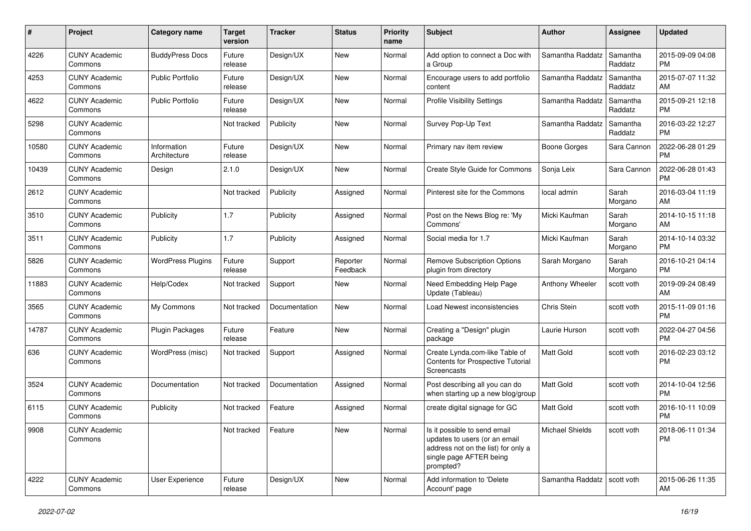| # | Project | Category name | Target version | Tracker | Status | Priority name | Subject | Author | Assignee | Updated |
|---|---|---|---|---|---|---|---|---|---|---|
| 4226 | CUNY Academic Commons | BuddyPress Docs | Future release | Design/UX | New | Normal | Add option to connect a Doc with a Group | Samantha Raddatz | Samantha Raddatz | 2015-09-09 04:08 PM |
| 4253 | CUNY Academic Commons | Public Portfolio | Future release | Design/UX | New | Normal | Encourage users to add portfolio content | Samantha Raddatz | Samantha Raddatz | 2015-07-07 11:32 AM |
| 4622 | CUNY Academic Commons | Public Portfolio | Future release | Design/UX | New | Normal | Profile Visibility Settings | Samantha Raddatz | Samantha Raddatz | 2015-09-21 12:18 PM |
| 5298 | CUNY Academic Commons | | Not tracked | Publicity | New | Normal | Survey Pop-Up Text | Samantha Raddatz | Samantha Raddatz | 2016-03-22 12:27 PM |
| 10580 | CUNY Academic Commons | Information Architecture | Future release | Design/UX | New | Normal | Primary nav item review | Boone Gorges | Sara Cannon | 2022-06-28 01:29 PM |
| 10439 | CUNY Academic Commons | Design | 2.1.0 | Design/UX | New | Normal | Create Style Guide for Commons | Sonja Leix | Sara Cannon | 2022-06-28 01:43 PM |
| 2612 | CUNY Academic Commons | | Not tracked | Publicity | Assigned | Normal | Pinterest site for the Commons | local admin | Sarah Morgano | 2016-03-04 11:19 AM |
| 3510 | CUNY Academic Commons | Publicity | 1.7 | Publicity | Assigned | Normal | Post on the News Blog re: 'My Commons' | Micki Kaufman | Sarah Morgano | 2014-10-15 11:18 AM |
| 3511 | CUNY Academic Commons | Publicity | 1.7 | Publicity | Assigned | Normal | Social media for 1.7 | Micki Kaufman | Sarah Morgano | 2014-10-14 03:32 PM |
| 5826 | CUNY Academic Commons | WordPress Plugins | Future release | Support | Reporter Feedback | Normal | Remove Subscription Options plugin from directory | Sarah Morgano | Sarah Morgano | 2016-10-21 04:14 PM |
| 11883 | CUNY Academic Commons | Help/Codex | Not tracked | Support | New | Normal | Need Embedding Help Page Update (Tableau) | Anthony Wheeler | scott voth | 2019-09-24 08:49 AM |
| 3565 | CUNY Academic Commons | My Commons | Not tracked | Documentation | New | Normal | Load Newest inconsistencies | Chris Stein | scott voth | 2015-11-09 01:16 PM |
| 14787 | CUNY Academic Commons | Plugin Packages | Future release | Feature | New | Normal | Creating a "Design" plugin package | Laurie Hurson | scott voth | 2022-04-27 04:56 PM |
| 636 | CUNY Academic Commons | WordPress (misc) | Not tracked | Support | Assigned | Normal | Create Lynda.com-like Table of Contents for Prospective Tutorial Screencasts | Matt Gold | scott voth | 2016-02-23 03:12 PM |
| 3524 | CUNY Academic Commons | Documentation | Not tracked | Documentation | Assigned | Normal | Post describing all you can do when starting up a new blog/group | Matt Gold | scott voth | 2014-10-04 12:56 PM |
| 6115 | CUNY Academic Commons | Publicity | Not tracked | Feature | Assigned | Normal | create digital signage for GC | Matt Gold | scott voth | 2016-10-11 10:09 PM |
| 9908 | CUNY Academic Commons | | Not tracked | Feature | New | Normal | Is it possible to send email updates to users (or an email address not on the list) for only a single page AFTER being prompted? | Michael Shields | scott voth | 2018-06-11 01:34 PM |
| 4222 | CUNY Academic Commons | User Experience | Future release | Design/UX | New | Normal | Add information to 'Delete Account' page | Samantha Raddatz | scott voth | 2015-06-26 11:35 AM |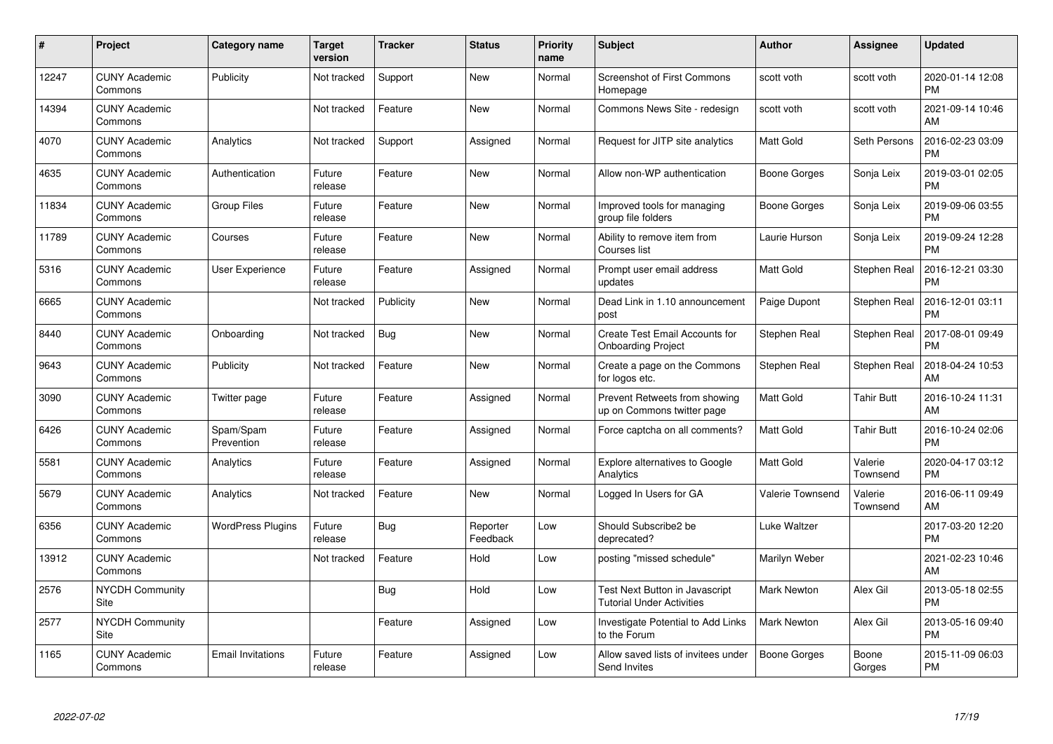| # | Project | Category name | Target version | Tracker | Status | Priority name | Subject | Author | Assignee | Updated |
|---|---|---|---|---|---|---|---|---|---|---|
| 12247 | CUNY Academic Commons | Publicity | Not tracked | Support | New | Normal | Screenshot of First Commons Homepage | scott voth | scott voth | 2020-01-14 12:08 PM |
| 14394 | CUNY Academic Commons | | Not tracked | Feature | New | Normal | Commons News Site - redesign | scott voth | scott voth | 2021-09-14 10:46 AM |
| 4070 | CUNY Academic Commons | Analytics | Not tracked | Support | Assigned | Normal | Request for JITP site analytics | Matt Gold | Seth Persons | 2016-02-23 03:09 PM |
| 4635 | CUNY Academic Commons | Authentication | Future release | Feature | New | Normal | Allow non-WP authentication | Boone Gorges | Sonja Leix | 2019-03-01 02:05 PM |
| 11834 | CUNY Academic Commons | Group Files | Future release | Feature | New | Normal | Improved tools for managing group file folders | Boone Gorges | Sonja Leix | 2019-09-06 03:55 PM |
| 11789 | CUNY Academic Commons | Courses | Future release | Feature | New | Normal | Ability to remove item from Courses list | Laurie Hurson | Sonja Leix | 2019-09-24 12:28 PM |
| 5316 | CUNY Academic Commons | User Experience | Future release | Feature | Assigned | Normal | Prompt user email address updates | Matt Gold | Stephen Real | 2016-12-21 03:30 PM |
| 6665 | CUNY Academic Commons | | Not tracked | Publicity | New | Normal | Dead Link in 1.10 announcement post | Paige Dupont | Stephen Real | 2016-12-01 03:11 PM |
| 8440 | CUNY Academic Commons | Onboarding | Not tracked | Bug | New | Normal | Create Test Email Accounts for Onboarding Project | Stephen Real | Stephen Real | 2017-08-01 09:49 PM |
| 9643 | CUNY Academic Commons | Publicity | Not tracked | Feature | New | Normal | Create a page on the Commons for logos etc. | Stephen Real | Stephen Real | 2018-04-24 10:53 AM |
| 3090 | CUNY Academic Commons | Twitter page | Future release | Feature | Assigned | Normal | Prevent Retweets from showing up on Commons twitter page | Matt Gold | Tahir Butt | 2016-10-24 11:31 AM |
| 6426 | CUNY Academic Commons | Spam/Spam Prevention | Future release | Feature | Assigned | Normal | Force captcha on all comments? | Matt Gold | Tahir Butt | 2016-10-24 02:06 PM |
| 5581 | CUNY Academic Commons | Analytics | Future release | Feature | Assigned | Normal | Explore alternatives to Google Analytics | Matt Gold | Valerie Townsend | 2020-04-17 03:12 PM |
| 5679 | CUNY Academic Commons | Analytics | Not tracked | Feature | New | Normal | Logged In Users for GA | Valerie Townsend | Valerie Townsend | 2016-06-11 09:49 AM |
| 6356 | CUNY Academic Commons | WordPress Plugins | Future release | Bug | Reporter Feedback | Low | Should Subscribe2 be deprecated? | Luke Waltzer | | 2017-03-20 12:20 PM |
| 13912 | CUNY Academic Commons | | Not tracked | Feature | Hold | Low | posting "missed schedule" | Marilyn Weber | | 2021-02-23 10:46 AM |
| 2576 | NYCDH Community Site | | | Bug | Hold | Low | Test Next Button in Javascript Tutorial Under Activities | Mark Newton | Alex Gil | 2013-05-18 02:55 PM |
| 2577 | NYCDH Community Site | | | Feature | Assigned | Low | Investigate Potential to Add Links to the Forum | Mark Newton | Alex Gil | 2013-05-16 09:40 PM |
| 1165 | CUNY Academic Commons | Email Invitations | Future release | Feature | Assigned | Low | Allow saved lists of invitees under Send Invites | Boone Gorges | Boone Gorges | 2015-11-09 06:03 PM |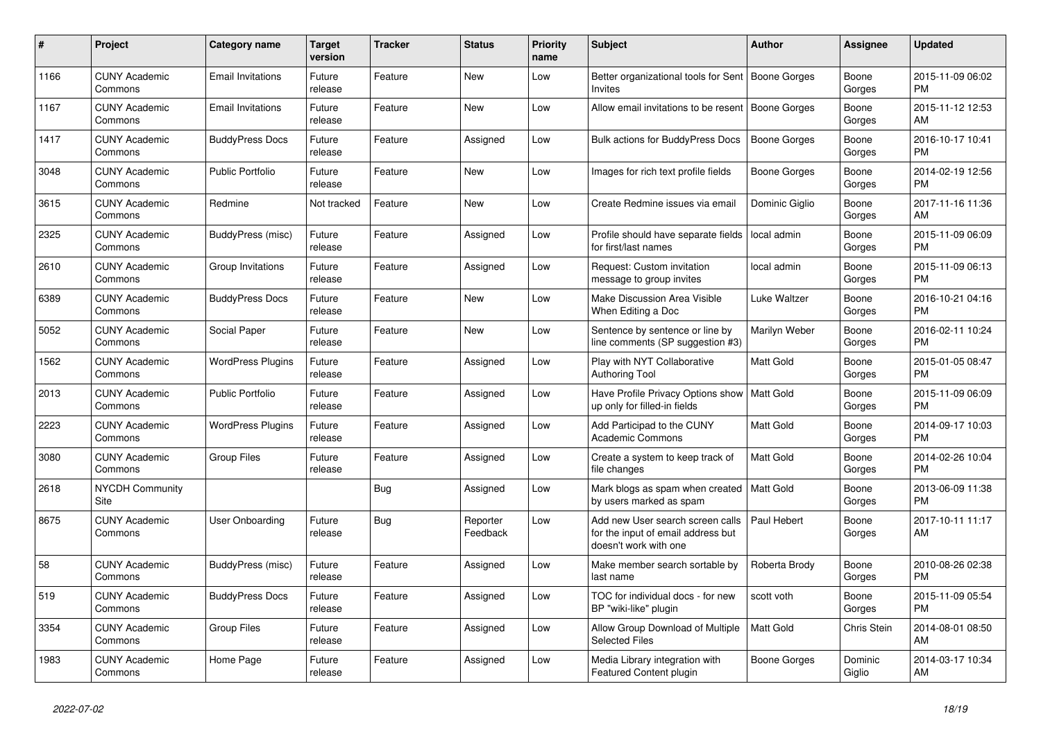| # | Project | Category name | Target version | Tracker | Status | Priority name | Subject | Author | Assignee | Updated |
|---|---|---|---|---|---|---|---|---|---|---|
| 1166 | CUNY Academic Commons | Email Invitations | Future release | Feature | New | Low | Better organizational tools for Sent Invites | Boone Gorges | Boone Gorges | 2015-11-09 06:02 PM |
| 1167 | CUNY Academic Commons | Email Invitations | Future release | Feature | New | Low | Allow email invitations to be resent | Boone Gorges | Boone Gorges | 2015-11-12 12:53 AM |
| 1417 | CUNY Academic Commons | BuddyPress Docs | Future release | Feature | Assigned | Low | Bulk actions for BuddyPress Docs | Boone Gorges | Boone Gorges | 2016-10-17 10:41 PM |
| 3048 | CUNY Academic Commons | Public Portfolio | Future release | Feature | New | Low | Images for rich text profile fields | Boone Gorges | Boone Gorges | 2014-02-19 12:56 PM |
| 3615 | CUNY Academic Commons | Redmine | Not tracked | Feature | New | Low | Create Redmine issues via email | Dominic Giglio | Boone Gorges | 2017-11-16 11:36 AM |
| 2325 | CUNY Academic Commons | BuddyPress (misc) | Future release | Feature | Assigned | Low | Profile should have separate fields for first/last names | local admin | Boone Gorges | 2015-11-09 06:09 PM |
| 2610 | CUNY Academic Commons | Group Invitations | Future release | Feature | Assigned | Low | Request: Custom invitation message to group invites | local admin | Boone Gorges | 2015-11-09 06:13 PM |
| 6389 | CUNY Academic Commons | BuddyPress Docs | Future release | Feature | New | Low | Make Discussion Area Visible When Editing a Doc | Luke Waltzer | Boone Gorges | 2016-10-21 04:16 PM |
| 5052 | CUNY Academic Commons | Social Paper | Future release | Feature | New | Low | Sentence by sentence or line by line comments (SP suggestion #3) | Marilyn Weber | Boone Gorges | 2016-02-11 10:24 PM |
| 1562 | CUNY Academic Commons | WordPress Plugins | Future release | Feature | Assigned | Low | Play with NYT Collaborative Authoring Tool | Matt Gold | Boone Gorges | 2015-01-05 08:47 PM |
| 2013 | CUNY Academic Commons | Public Portfolio | Future release | Feature | Assigned | Low | Have Profile Privacy Options show up only for filled-in fields | Matt Gold | Boone Gorges | 2015-11-09 06:09 PM |
| 2223 | CUNY Academic Commons | WordPress Plugins | Future release | Feature | Assigned | Low | Add Participad to the CUNY Academic Commons | Matt Gold | Boone Gorges | 2014-09-17 10:03 PM |
| 3080 | CUNY Academic Commons | Group Files | Future release | Feature | Assigned | Low | Create a system to keep track of file changes | Matt Gold | Boone Gorges | 2014-02-26 10:04 PM |
| 2618 | NYCDH Community Site | | | Bug | Assigned | Low | Mark blogs as spam when created by users marked as spam | Matt Gold | Boone Gorges | 2013-06-09 11:38 PM |
| 8675 | CUNY Academic Commons | User Onboarding | Future release | Bug | Reporter Feedback | Low | Add new User search screen calls for the input of email address but doesn't work with one | Paul Hebert | Boone Gorges | 2017-10-11 11:17 AM |
| 58 | CUNY Academic Commons | BuddyPress (misc) | Future release | Feature | Assigned | Low | Make member search sortable by last name | Roberta Brody | Boone Gorges | 2010-08-26 02:38 PM |
| 519 | CUNY Academic Commons | BuddyPress Docs | Future release | Feature | Assigned | Low | TOC for individual docs - for new BP "wiki-like" plugin | scott voth | Boone Gorges | 2015-11-09 05:54 PM |
| 3354 | CUNY Academic Commons | Group Files | Future release | Feature | Assigned | Low | Allow Group Download of Multiple Selected Files | Matt Gold | Chris Stein | 2014-08-01 08:50 AM |
| 1983 | CUNY Academic Commons | Home Page | Future release | Feature | Assigned | Low | Media Library integration with Featured Content plugin | Boone Gorges | Dominic Giglio | 2014-03-17 10:34 AM |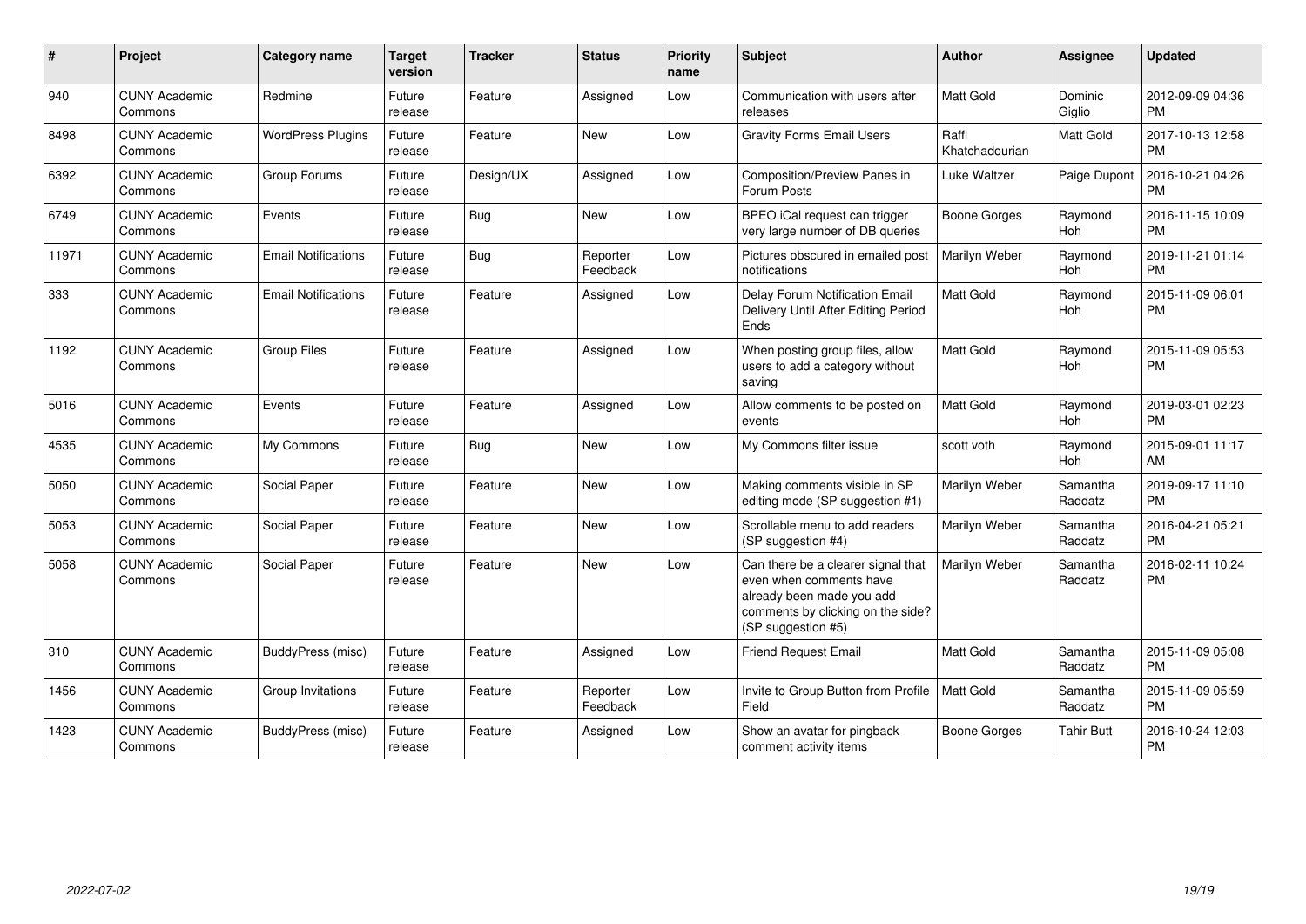| # | Project | Category name | Target version | Tracker | Status | Priority name | Subject | Author | Assignee | Updated |
|---|---|---|---|---|---|---|---|---|---|---|
| 940 | CUNY Academic Commons | Redmine | Future release | Feature | Assigned | Low | Communication with users after releases | Matt Gold | Dominic Giglio | 2012-09-09 04:36 PM |
| 8498 | CUNY Academic Commons | WordPress Plugins | Future release | Feature | New | Low | Gravity Forms Email Users | Raffi Khatchadourian | Matt Gold | 2017-10-13 12:58 PM |
| 6392 | CUNY Academic Commons | Group Forums | Future release | Design/UX | Assigned | Low | Composition/Preview Panes in Forum Posts | Luke Waltzer | Paige Dupont | 2016-10-21 04:26 PM |
| 6749 | CUNY Academic Commons | Events | Future release | Bug | New | Low | BPEO iCal request can trigger very large number of DB queries | Boone Gorges | Raymond Hoh | 2016-11-15 10:09 PM |
| 11971 | CUNY Academic Commons | Email Notifications | Future release | Bug | Reporter Feedback | Low | Pictures obscured in emailed post notifications | Marilyn Weber | Raymond Hoh | 2019-11-21 01:14 PM |
| 333 | CUNY Academic Commons | Email Notifications | Future release | Feature | Assigned | Low | Delay Forum Notification Email Delivery Until After Editing Period Ends | Matt Gold | Raymond Hoh | 2015-11-09 06:01 PM |
| 1192 | CUNY Academic Commons | Group Files | Future release | Feature | Assigned | Low | When posting group files, allow users to add a category without saving | Matt Gold | Raymond Hoh | 2015-11-09 05:53 PM |
| 5016 | CUNY Academic Commons | Events | Future release | Feature | Assigned | Low | Allow comments to be posted on events | Matt Gold | Raymond Hoh | 2019-03-01 02:23 PM |
| 4535 | CUNY Academic Commons | My Commons | Future release | Bug | New | Low | My Commons filter issue | scott voth | Raymond Hoh | 2015-09-01 11:17 AM |
| 5050 | CUNY Academic Commons | Social Paper | Future release | Feature | New | Low | Making comments visible in SP editing mode (SP suggestion #1) | Marilyn Weber | Samantha Raddatz | 2019-09-17 11:10 PM |
| 5053 | CUNY Academic Commons | Social Paper | Future release | Feature | New | Low | Scrollable menu to add readers (SP suggestion #4) | Marilyn Weber | Samantha Raddatz | 2016-04-21 05:21 PM |
| 5058 | CUNY Academic Commons | Social Paper | Future release | Feature | New | Low | Can there be a clearer signal that even when comments have already been made you add comments by clicking on the side? (SP suggestion #5) | Marilyn Weber | Samantha Raddatz | 2016-02-11 10:24 PM |
| 310 | CUNY Academic Commons | BuddyPress (misc) | Future release | Feature | Assigned | Low | Friend Request Email | Matt Gold | Samantha Raddatz | 2015-11-09 05:08 PM |
| 1456 | CUNY Academic Commons | Group Invitations | Future release | Feature | Reporter Feedback | Low | Invite to Group Button from Profile Field | Matt Gold | Samantha Raddatz | 2015-11-09 05:59 PM |
| 1423 | CUNY Academic Commons | BuddyPress (misc) | Future release | Feature | Assigned | Low | Show an avatar for pingback comment activity items | Boone Gorges | Tahir Butt | 2016-10-24 12:03 PM |